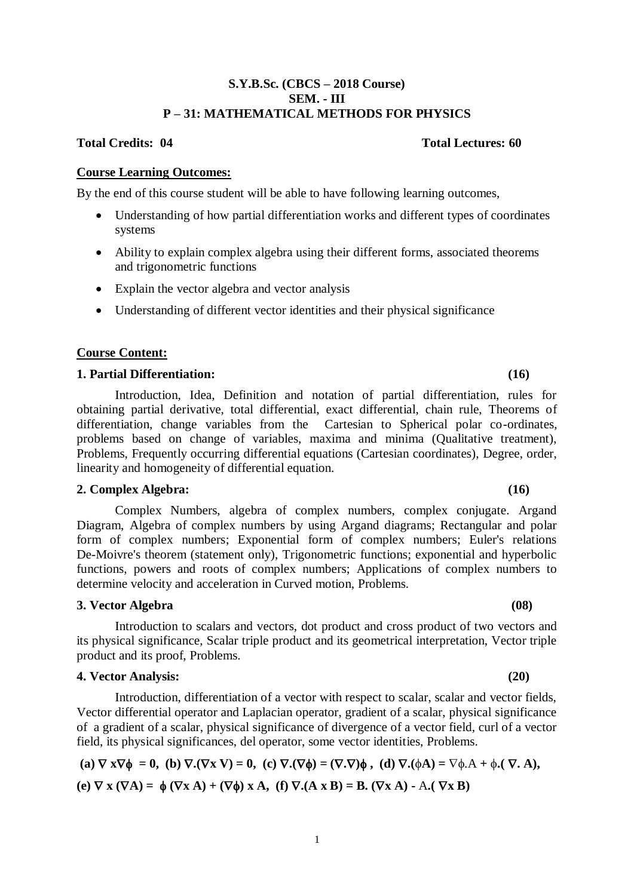**S.Y.B.Sc. (CBCS – 2018 Course)**
**SEM. - III**
**P – 31: MATHEMATICAL METHODS FOR PHYSICS**

**Total Credits: 04** **Total Lectures: 60**

**Course Learning Outcomes:**

By the end of this course student will be able to have following learning outcomes,

- Understanding of how partial differentiation works and different types of coordinates systems
- Ability to explain complex algebra using their different forms, associated theorems and trigonometric functions
- Explain the vector algebra and vector analysis
- Understanding of different vector identities and their physical significance

**Course Content:**

**1. Partial Differentiation: (16)**

Introduction, Idea, Definition and notation of partial differentiation, rules for obtaining partial derivative, total differential, exact differential, chain rule, Theorems of differentiation, change variables from the Cartesian to Spherical polar co-ordinates, problems based on change of variables, maxima and minima (Qualitative treatment), Problems, Frequently occurring differential equations (Cartesian coordinates), Degree, order, linearity and homogeneity of differential equation.

**2. Complex Algebra: (16)**

Complex Numbers, algebra of complex numbers, complex conjugate. Argand Diagram, Algebra of complex numbers by using Argand diagrams; Rectangular and polar form of complex numbers; Exponential form of complex numbers; Euler's relations De-Moivre's theorem (statement only), Trigonometric functions; exponential and hyperbolic functions, powers and roots of complex numbers; Applications of complex numbers to determine velocity and acceleration in Curved motion, Problems.

**3. Vector Algebra (08)**

Introduction to scalars and vectors, dot product and cross product of two vectors and its physical significance, Scalar triple product and its geometrical interpretation, Vector triple product and its proof, Problems.

**4. Vector Analysis: (20)**

Introduction, differentiation of a vector with respect to scalar, scalar and vector fields, Vector differential operator and Laplacian operator, gradient of a scalar, physical significance of a gradient of a scalar, physical significance of divergence of a vector field, curl of a vector field, its physical significances, del operator, some vector identities, Problems.

**(a)** $\nabla \times \nabla\phi = 0$, **(b)** $\nabla \cdot (\nabla \times V) = 0$, **(c)** $\nabla \cdot (\nabla\phi) = (\nabla \cdot \nabla)\phi$ , **(d)** $\nabla \cdot (\phi A) = \nabla\phi \cdot A + \phi \cdot (\nabla \cdot A)$,

**(e)** $\nabla \times (\nabla A) = \phi (\nabla \times A) + (\nabla\phi) \times A$, **(f)** $\nabla \cdot (A \times B) = B \cdot (\nabla \times A) - A \cdot (\nabla \times B)$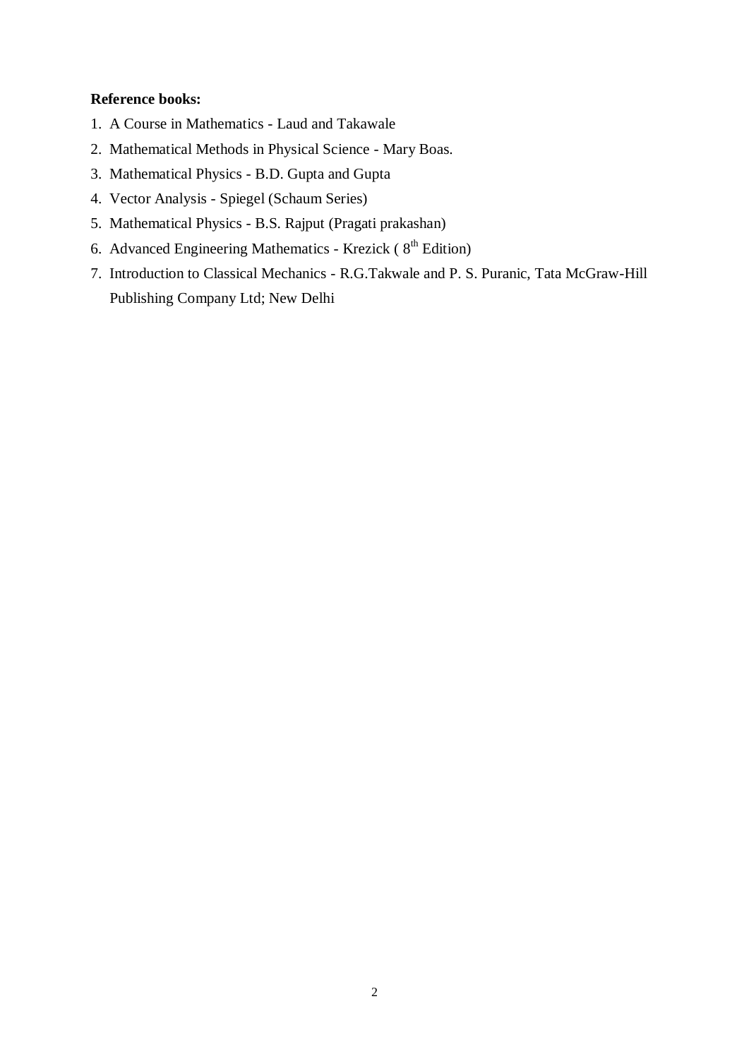**Reference books:**

1. A Course in Mathematics - Laud and Takawale
2. Mathematical Methods in Physical Science - Mary Boas.
3. Mathematical Physics - B.D. Gupta and Gupta
4. Vector Analysis - Spiegel (Schaum Series)
5. Mathematical Physics - B.S. Rajput (Pragati prakashan)
6. Advanced Engineering Mathematics - Krezick ( $8^{th}$ Edition)
7. Introduction to Classical Mechanics - R.G.Takwale and P. S. Puranic, Tata McGraw-Hill Publishing Company Ltd; New Delhi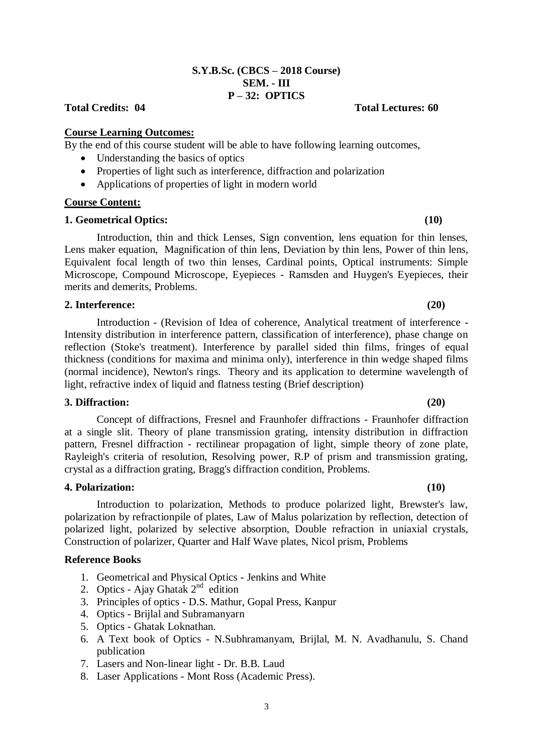**S.Y.B.Sc. (CBCS – 2018 Course)**
**SEM. - III**
**P – 32: OPTICS**

**Total Credits: 04** **Total Lectures: 60**

**Course Learning Outcomes:**

By the end of this course student will be able to have following learning outcomes,

- Understanding the basics of optics
- Properties of light such as interference, diffraction and polarization
- Applications of properties of light in modern world

**Course Content:**

**1. Geometrical Optics: (10)**

Introduction, thin and thick Lenses, Sign convention, lens equation for thin lenses, Lens maker equation, Magnification of thin lens, Deviation by thin lens, Power of thin lens, Equivalent focal length of two thin lenses, Cardinal points, Optical instruments: Simple Microscope, Compound Microscope, Eyepieces - Ramsden and Huygen's Eyepieces, their merits and demerits, Problems.

**2. Interference: (20)**

Introduction - (Revision of Idea of coherence, Analytical treatment of interference - Intensity distribution in interference pattern, classification of interference), phase change on reflection (Stoke's treatment). Interference by parallel sided thin films, fringes of equal thickness (conditions for maxima and minima only), interference in thin wedge shaped films (normal incidence), Newton's rings. Theory and its application to determine wavelength of light, refractive index of liquid and flatness testing (Brief description)

**3. Diffraction: (20)**

Concept of diffractions, Fresnel and Fraunhofer diffractions - Fraunhofer diffraction at a single slit. Theory of plane transmission grating, intensity distribution in diffraction pattern, Fresnel diffraction - rectilinear propagation of light, simple theory of zone plate, Rayleigh's criteria of resolution, Resolving power, R.P of prism and transmission grating, crystal as a diffraction grating, Bragg's diffraction condition, Problems.

**4. Polarization: (10)**

Introduction to polarization, Methods to produce polarized light, Brewster's law, polarization by refractionpile of plates, Law of Malus polarization by reflection, detection of polarized light, polarized by selective absorption, Double refraction in uniaxial crystals, Construction of polarizer, Quarter and Half Wave plates, Nicol prism, Problems

**Reference Books**

1. Geometrical and Physical Optics - Jenkins and White
2. Optics - Ajay Ghatak 2nd edition
3. Principles of optics - D.S. Mathur, Gopal Press, Kanpur
4. Optics - Brijlal and Subramanyarn
5. Optics - Ghatak Loknathan.
6. A Text book of Optics - N.Subhramanyam, Brijlal, M. N. Avadhanulu, S. Chand publication
7. Lasers and Non-linear light - Dr. B.B. Laud
8. Laser Applications - Mont Ross (Academic Press).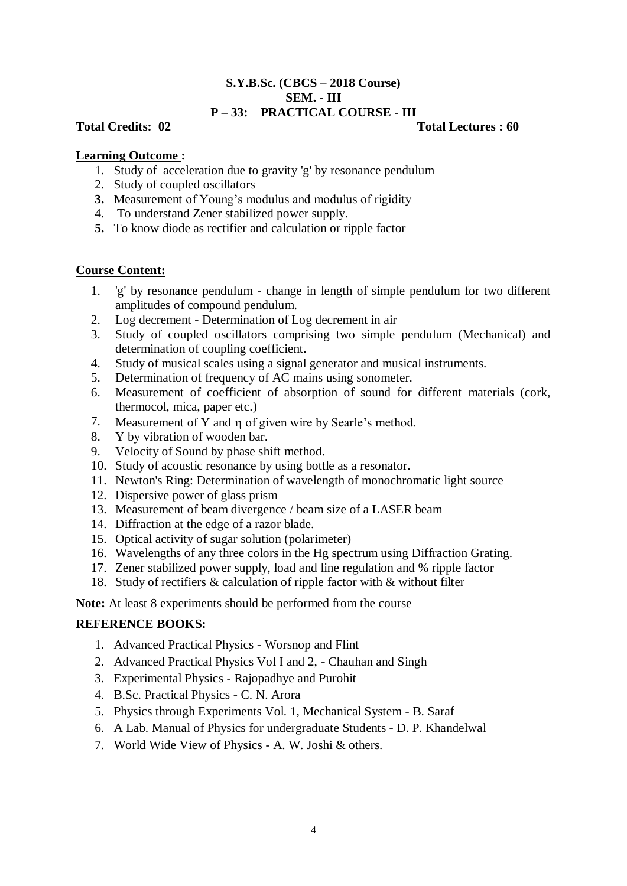**S.Y.B.Sc. (CBCS – 2018 Course)**
**SEM. - III**
**P – 33: PRACTICAL COURSE - III**

**Total Credits: 02** **Total Lectures : 60**

**Learning Outcome :**

1. Study of acceleration due to gravity 'g' by resonance pendulum
2. Study of coupled oscillators
3. Measurement of Young's modulus and modulus of rigidity
4. To understand Zener stabilized power supply.
5. To know diode as rectifier and calculation or ripple factor

**Course Content:**

1. 'g' by resonance pendulum - change in length of simple pendulum for two different amplitudes of compound pendulum.
2. Log decrement - Determination of Log decrement in air
3. Study of coupled oscillators comprising two simple pendulum (Mechanical) and determination of coupling coefficient.
4. Study of musical scales using a signal generator and musical instruments.
5. Determination of frequency of AC mains using sonometer.
6. Measurement of coefficient of absorption of sound for different materials (cork, thermocol, mica, paper etc.)
7. Measurement of Y and $\eta$ of given wire by Searle's method.
8. Y by vibration of wooden bar.
9. Velocity of Sound by phase shift method.
10. Study of acoustic resonance by using bottle as a resonator.
11. Newton's Ring: Determination of wavelength of monochromatic light source
12. Dispersive power of glass prism
13. Measurement of beam divergence / beam size of a LASER beam
14. Diffraction at the edge of a razor blade.
15. Optical activity of sugar solution (polarimeter)
16. Wavelengths of any three colors in the Hg spectrum using Diffraction Grating.
17. Zener stabilized power supply, load and line regulation and % ripple factor
18. Study of rectifiers & calculation of ripple factor with & without filter

**Note:** At least 8 experiments should be performed from the course

**REFERENCE BOOKS:**

1. Advanced Practical Physics - Worsnop and Flint
2. Advanced Practical Physics Vol I and 2, - Chauhan and Singh
3. Experimental Physics - Rajopadhye and Purohit
4. B.Sc. Practical Physics - C. N. Arora
5. Physics through Experiments Vol. 1, Mechanical System - B. Saraf
6. A Lab. Manual of Physics for undergraduate Students - D. P. Khandelwal
7. World Wide View of Physics - A. W. Joshi & others.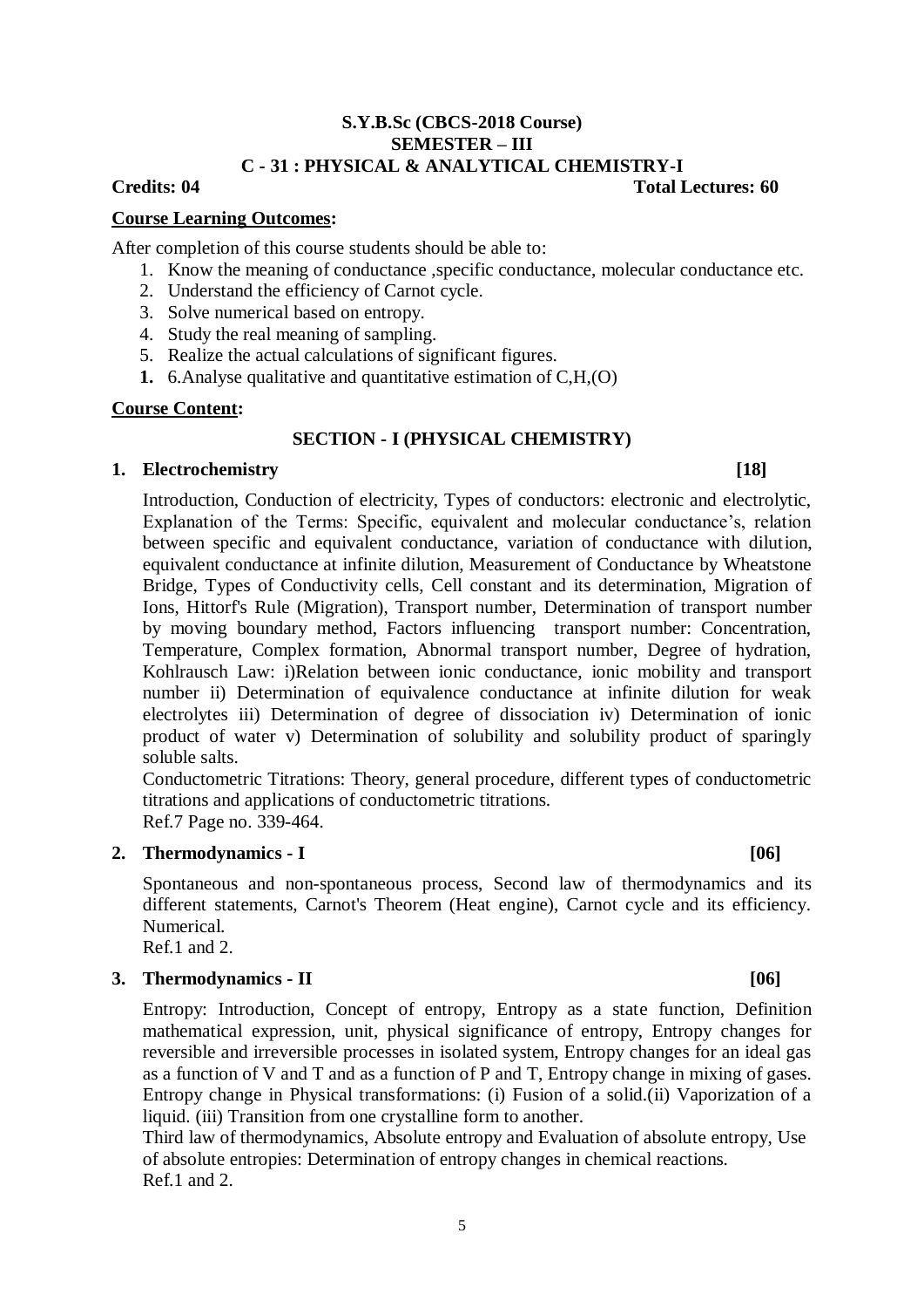**S.Y.B.Sc (CBCS-2018 Course)**
**SEMESTER – III**
**C - 31 : PHYSICAL & ANALYTICAL CHEMISTRY-I**

**Credits: 04** **Total Lectures: 60**

**Course Learning Outcomes:**

After completion of this course students should be able to:

1. Know the meaning of conductance ,specific conductance, molecular conductance etc.
2. Understand the efficiency of Carnot cycle.
3. Solve numerical based on entropy.
4. Study the real meaning of sampling.
5. Realize the actual calculations of significant figures.
6. 6.Analyse qualitative and quantitative estimation of C,H,(O)

**Course Content:**

**SECTION - I (PHYSICAL CHEMISTRY)**

**1. Electrochemistry [18]**

Introduction, Conduction of electricity, Types of conductors: electronic and electrolytic, Explanation of the Terms: Specific, equivalent and molecular conductance's, relation between specific and equivalent conductance, variation of conductance with dilution, equivalent conductance at infinite dilution, Measurement of Conductance by Wheatstone Bridge, Types of Conductivity cells, Cell constant and its determination, Migration of Ions, Hittorf's Rule (Migration), Transport number, Determination of transport number by moving boundary method, Factors influencing transport number: Concentration, Temperature, Complex formation, Abnormal transport number, Degree of hydration, Kohlrausch Law: i)Relation between ionic conductance, ionic mobility and transport number ii) Determination of equivalence conductance at infinite dilution for weak electrolytes iii) Determination of degree of dissociation iv) Determination of ionic product of water v) Determination of solubility and solubility product of sparingly soluble salts.

Conductometric Titrations: Theory, general procedure, different types of conductometric titrations and applications of conductometric titrations.

Ref.7 Page no. 339-464.

**2. Thermodynamics - I [06]**

Spontaneous and non-spontaneous process, Second law of thermodynamics and its different statements, Carnot's Theorem (Heat engine), Carnot cycle and its efficiency. Numerical.

Ref.1 and 2.

**3. Thermodynamics - II [06]**

Entropy: Introduction, Concept of entropy, Entropy as a state function, Definition mathematical expression, unit, physical significance of entropy, Entropy changes for reversible and irreversible processes in isolated system, Entropy changes for an ideal gas as a function of V and T and as a function of P and T, Entropy change in mixing of gases. Entropy change in Physical transformations: (i) Fusion of a solid.(ii) Vaporization of a liquid. (iii) Transition from one crystalline form to another.

Third law of thermodynamics, Absolute entropy and Evaluation of absolute entropy, Use of absolute entropies: Determination of entropy changes in chemical reactions.

Ref.1 and 2.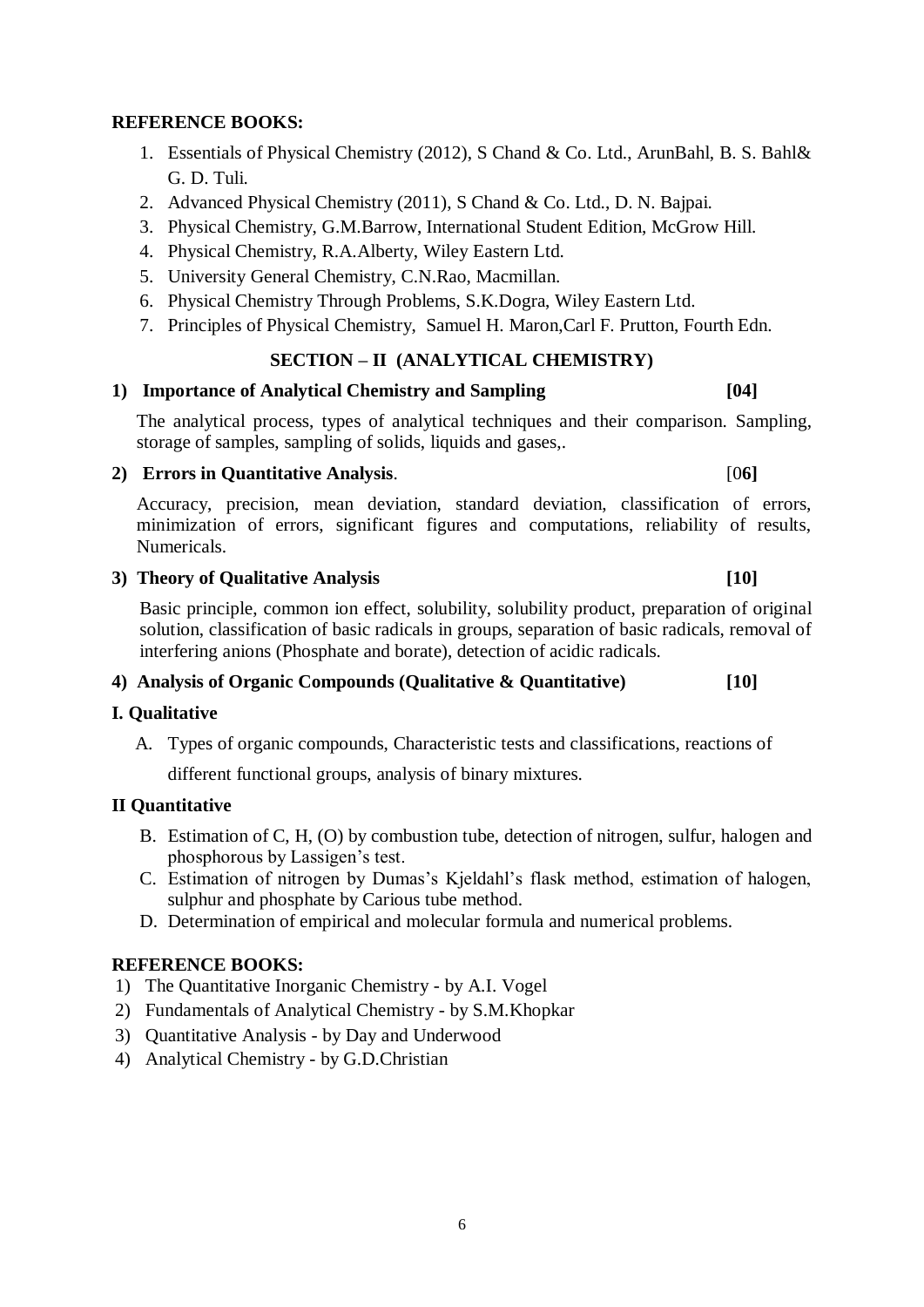**REFERENCE BOOKS:**

1. Essentials of Physical Chemistry (2012), S Chand & Co. Ltd., ArunBahl, B. S. Bahl& G. D. Tuli.
2. Advanced Physical Chemistry (2011), S Chand & Co. Ltd., D. N. Bajpai.
3. Physical Chemistry, G.M.Barrow, International Student Edition, McGrow Hill.
4. Physical Chemistry, R.A.Alberty, Wiley Eastern Ltd.
5. University General Chemistry, C.N.Rao, Macmillan.
6. Physical Chemistry Through Problems, S.K.Dogra, Wiley Eastern Ltd.
7. Principles of Physical Chemistry, Samuel H. Maron,Carl F. Prutton, Fourth Edn.

## SECTION – II (ANALYTICAL CHEMISTRY)

**1) Importance of Analytical Chemistry and Sampling [04]**

The analytical process, types of analytical techniques and their comparison. Sampling, storage of samples, sampling of solids, liquids and gases,.

**2) Errors in Quantitative Analysis**. [0**6]**

Accuracy, precision, mean deviation, standard deviation, classification of errors, minimization of errors, significant figures and computations, reliability of results, Numericals.

**3) Theory of Qualitative Analysis [10]**

Basic principle, common ion effect, solubility, solubility product, preparation of original solution, classification of basic radicals in groups, separation of basic radicals, removal of interfering anions (Phosphate and borate), detection of acidic radicals.

**4) Analysis of Organic Compounds (Qualitative & Quantitative) [10]**

**I. Qualitative**

A. Types of organic compounds, Characteristic tests and classifications, reactions of different functional groups, analysis of binary mixtures.

**II Quantitative**

B. Estimation of C, H, (O) by combustion tube, detection of nitrogen, sulfur, halogen and phosphorous by Lassigen's test.
C. Estimation of nitrogen by Dumas's Kjeldahl's flask method, estimation of halogen, sulphur and phosphate by Carious tube method.
D. Determination of empirical and molecular formula and numerical problems.

**REFERENCE BOOKS:**

1) The Quantitative Inorganic Chemistry - by A.I. Vogel
2) Fundamentals of Analytical Chemistry - by S.M.Khopkar
3) Quantitative Analysis - by Day and Underwood
4) Analytical Chemistry - by G.D.Christian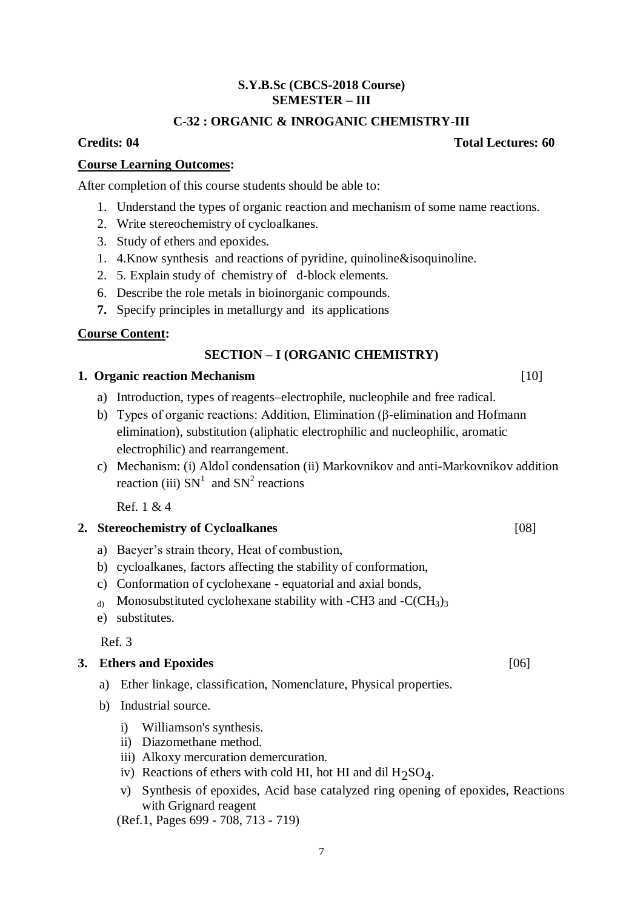**S.Y.B.Sc (CBCS-2018 Course)**
**SEMESTER – III**

**C-32 : ORGANIC & INROGANIC CHEMISTRY-III**

**Credits: 04** **Total Lectures: 60**

**Course Learning Outcomes:**

After completion of this course students should be able to:

1. Understand the types of organic reaction and mechanism of some name reactions.
2. Write stereochemistry of cycloalkanes.
3. Study of ethers and epoxides.
1. 4.Know synthesis and reactions of pyridine, quinoline&isoquinoline.
2. 5. Explain study of chemistry of d-block elements.
6. Describe the role metals in bioinorganic compounds.
7. Specify principles in metallurgy and its applications

**Course Content:**

**SECTION – I (ORGANIC CHEMISTRY)**

**1. Organic reaction Mechanism** [10]

a) Introduction, types of reagents–electrophile, nucleophile and free radical.
b) Types of organic reactions: Addition, Elimination (β-elimination and Hofmann elimination), substitution (aliphatic electrophilic and nucleophilic, aromatic electrophilic) and rearrangement.
c) Mechanism: (i) Aldol condensation (ii) Markovnikov and anti-Markovnikov addition reaction (iii) $SN^1$ and $SN^2$ reactions

Ref. 1 & 4

**2. Stereochemistry of Cycloalkanes** [08]

a) Baeyer's strain theory, Heat of combustion,
b) cycloalkanes, factors affecting the stability of conformation,
c) Conformation of cyclohexane - equatorial and axial bonds,
d) Monosubstituted cyclohexane stability with -CH3 and $-C(CH_3)_3$
e) substitutes.

Ref. 3

**3. Ethers and Epoxides** [06]

a) Ether linkage, classification, Nomenclature, Physical properties.
b) Industrial source.
   i) Williamson's synthesis.
   ii) Diazomethane method.
   iii) Alkoxy mercuration demercuration.
   iv) Reactions of ethers with cold HI, hot HI and dil $H_2SO_4$.
   v) Synthesis of epoxides, Acid base catalyzed ring opening of epoxides, Reactions with Grignard reagent

(Ref.1, Pages 699 - 708, 713 - 719)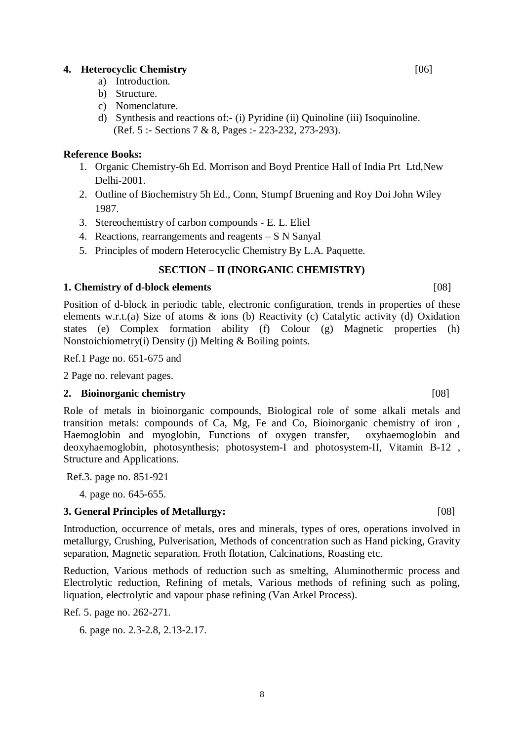**4. Heterocyclic Chemistry** [06]

a) Introduction.
b) Structure.
c) Nomenclature.
d) Synthesis and reactions of:- (i) Pyridine (ii) Quinoline (iii) Isoquinoline.
   (Ref. 5 :- Sections 7 & 8, Pages :- 223-232, 273-293).

**Reference Books:**

1. Organic Chemistry-6h Ed. Morrison and Boyd Prentice Hall of India Prt Ltd,New Delhi-2001.
2. Outline of Biochemistry 5h Ed., Conn, Stumpf Bruening and Roy Doi John Wiley 1987.
3. Stereochemistry of carbon compounds - E. L. Eliel
4. Reactions, rearrangements and reagents – S N Sanyal
5. Principles of modern Heterocyclic Chemistry By L.A. Paquette.

## SECTION – II (INORGANIC CHEMISTRY)

**1. Chemistry of d-block elements** [08]

Position of d-block in periodic table, electronic configuration, trends in properties of these elements w.r.t.(a) Size of atoms & ions (b) Reactivity (c) Catalytic activity (d) Oxidation states (e) Complex formation ability (f) Colour (g) Magnetic properties (h) Nonstoichiometry(i) Density (j) Melting & Boiling points.

Ref.1 Page no. 651-675 and

2 Page no. relevant pages.

**2. Bioinorganic chemistry** [08]

Role of metals in bioinorganic compounds, Biological role of some alkali metals and transition metals: compounds of Ca, Mg, Fe and Co, Bioinorganic chemistry of iron , Haemoglobin and myoglobin, Functions of oxygen transfer, oxyhaemoglobin and deoxyhaemoglobin, photosynthesis; photosystem-I and photosystem-II, Vitamin B-12 , Structure and Applications.

Ref.3. page no. 851-921

4. page no. 645-655.

**3. General Principles of Metallurgy:** [08]

Introduction, occurrence of metals, ores and minerals, types of ores, operations involved in metallurgy, Crushing, Pulverisation, Methods of concentration such as Hand picking, Gravity separation, Magnetic separation. Froth flotation, Calcinations, Roasting etc.

Reduction, Various methods of reduction such as smelting, Aluminothermic process and Electrolytic reduction, Refining of metals, Various methods of refining such as poling, liquation, electrolytic and vapour phase refining (Van Arkel Process).

Ref. 5. page no. 262-271.

6. page no. 2.3-2.8, 2.13-2.17.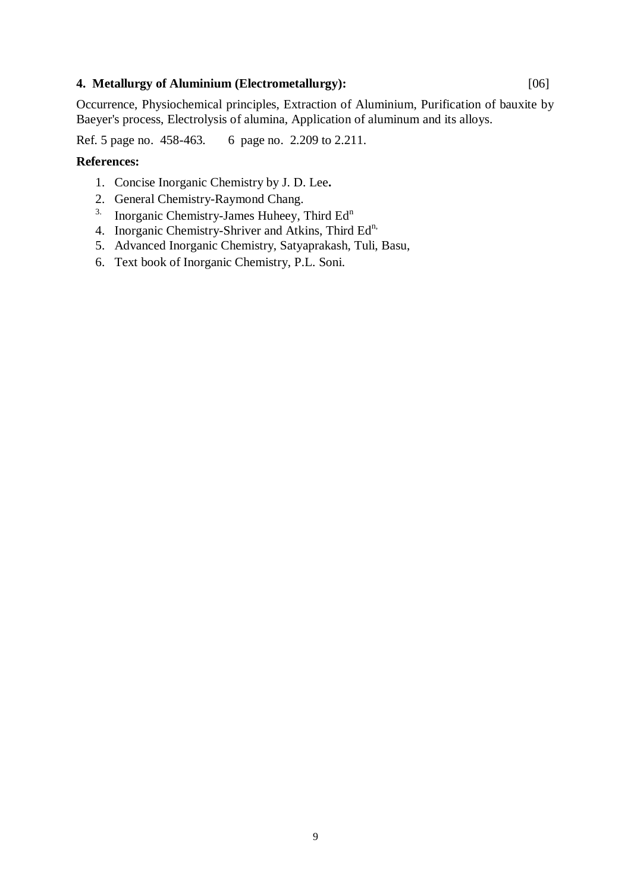**4. Metallurgy of Aluminium (Electrometallurgy):** [06]

Occurrence, Physiochemical principles, Extraction of Aluminium, Purification of bauxite by Baeyer's process, Electrolysis of alumina, Application of aluminum and its alloys.

Ref. 5 page no. 458-463. 6 page no. 2.209 to 2.211.

**References:**

1. Concise Inorganic Chemistry by J. D. Lee**.**
2. General Chemistry-Raymond Chang.
3. Inorganic Chemistry-James Huheey, Third $Ed^{n}$
4. Inorganic Chemistry-Shriver and Atkins, Third $Ed^{n,}$
5. Advanced Inorganic Chemistry, Satyaprakash, Tuli, Basu,
6. Text book of Inorganic Chemistry, P.L. Soni.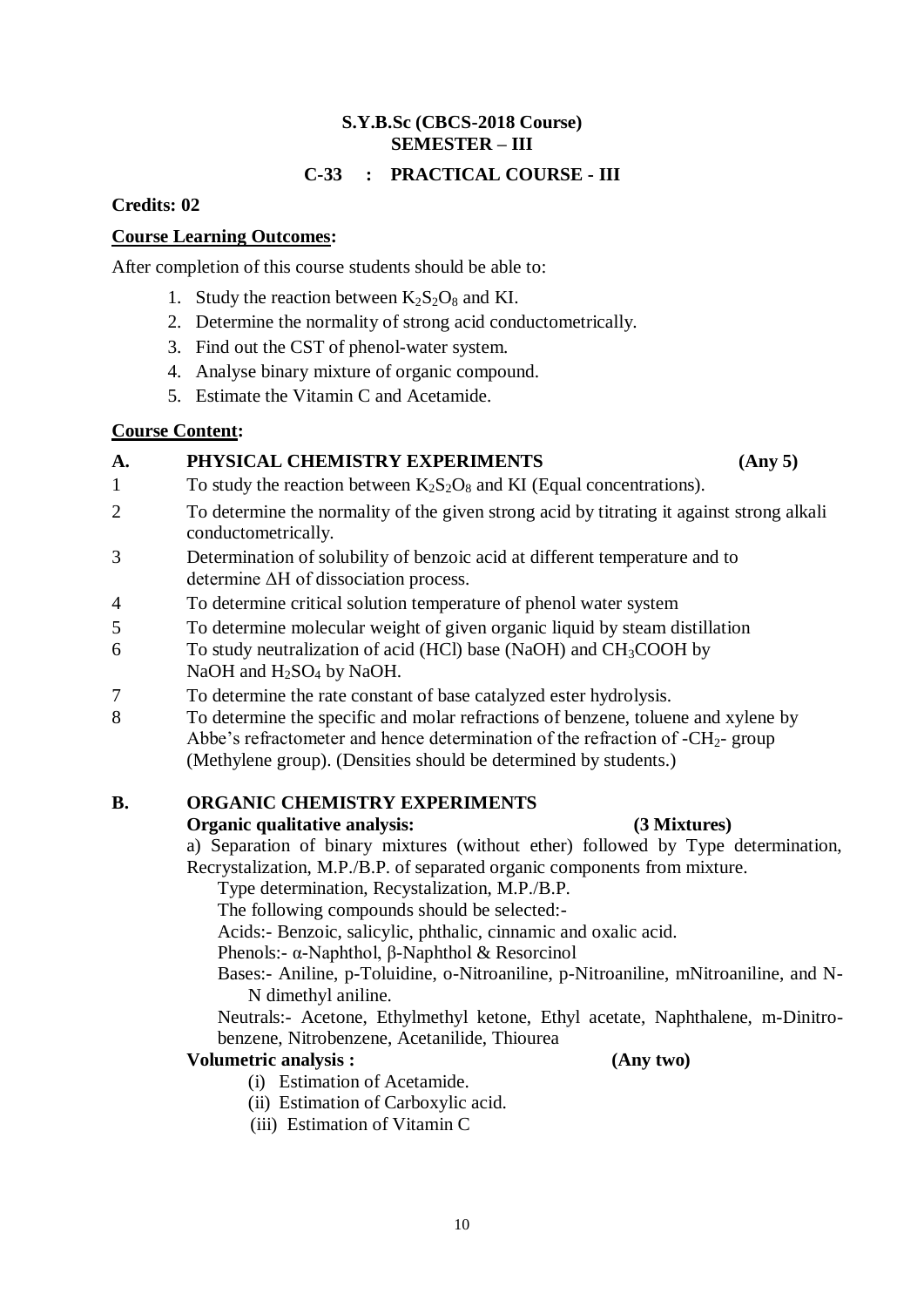**S.Y.B.Sc (CBCS-2018 Course)**
**SEMESTER – III**

**C-33 : PRACTICAL COURSE - III**

**Credits: 02**

**Course Learning Outcomes:**

After completion of this course students should be able to:

1. Study the reaction between $K_2S_2O_8$ and KI.
2. Determine the normality of strong acid conductometrically.
3. Find out the CST of phenol-water system.
4. Analyse binary mixture of organic compound.
5. Estimate the Vitamin C and Acetamide.

**Course Content:**

**A. PHYSICAL CHEMISTRY EXPERIMENTS (Any 5)**

1. To study the reaction between $K_2S_2O_8$ and KI (Equal concentrations).
2. To determine the normality of the given strong acid by titrating it against strong alkali conductometrically.
3. Determination of solubility of benzoic acid at different temperature and to determine $\Delta H$ of dissociation process.
4. To determine critical solution temperature of phenol water system
5. To determine molecular weight of given organic liquid by steam distillation
6. To study neutralization of acid (HCl) base (NaOH) and $CH_3COOH$ by NaOH and $H_2SO_4$ by NaOH.
7. To determine the rate constant of base catalyzed ester hydrolysis.
8. To determine the specific and molar refractions of benzene, toluene and xylene by Abbe's refractometer and hence determination of the refraction of $-CH_2-$ group (Methylene group). (Densities should be determined by students.)

**B. ORGANIC CHEMISTRY EXPERIMENTS**

**Organic qualitative analysis: (3 Mixtures)**

a) Separation of binary mixtures (without ether) followed by Type determination, Recrystalization, M.P./B.P. of separated organic components from mixture.

Type determination, Recystalization, M.P./B.P.

The following compounds should be selected:-

Acids:- Benzoic, salicylic, phthalic, cinnamic and oxalic acid.

Phenols:- α-Naphthol, β-Naphthol & Resorcinol

Bases:- Aniline, p-Toluidine, o-Nitroaniline, p-Nitroaniline, mNitroaniline, and N-N dimethyl aniline.

Neutrals:- Acetone, Ethylmethyl ketone, Ethyl acetate, Naphthalene, m-Dinitro-benzene, Nitrobenzene, Acetanilide, Thiourea

**Volumetric analysis : (Any two)**

(i) Estimation of Acetamide.
(ii) Estimation of Carboxylic acid.
(iii) Estimation of Vitamin C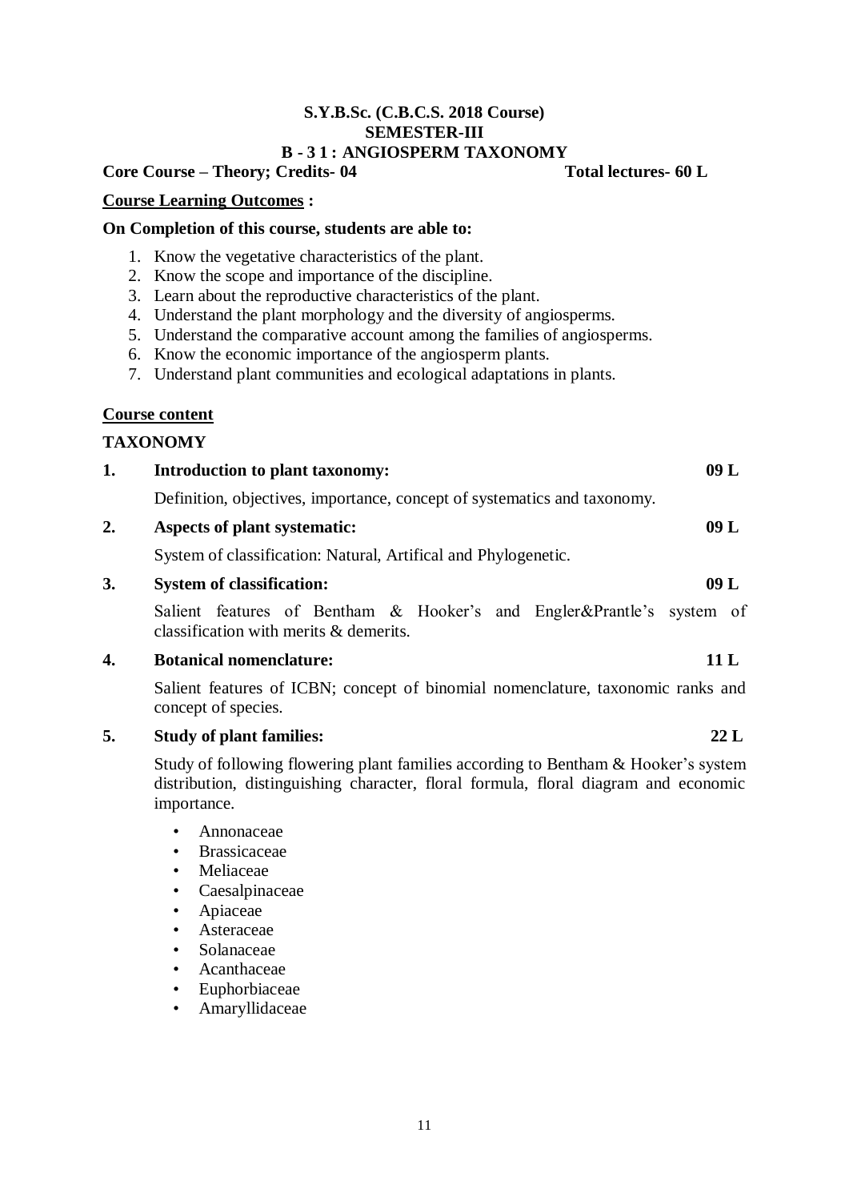# S.Y.B.Sc. (C.B.C.S. 2018 Course)
## SEMESTER-III
## B - 3 1 : ANGIOSPERM TAXONOMY

**Core Course – Theory; Credits- 04** **Total lectures- 60 L**

**Course Learning Outcomes :**

**On Completion of this course, students are able to:**

1. Know the vegetative characteristics of the plant.
2. Know the scope and importance of the discipline.
3. Learn about the reproductive characteristics of the plant.
4. Understand the plant morphology and the diversity of angiosperms.
5. Understand the comparative account among the families of angiosperms.
6. Know the economic importance of the angiosperm plants.
7. Understand plant communities and ecological adaptations in plants.

**Course content**

**TAXONOMY**

**1. Introduction to plant taxonomy:** **09 L**

Definition, objectives, importance, concept of systematics and taxonomy.

**2. Aspects of plant systematic:** **09 L**

System of classification: Natural, Artifical and Phylogenetic.

**3. System of classification:** **09 L**

Salient features of Bentham & Hooker's and Engler&Prantle's system of classification with merits & demerits.

**4. Botanical nomenclature:** **11 L**

Salient features of ICBN; concept of binomial nomenclature, taxonomic ranks and concept of species.

**5. Study of plant families:** **22 L**

Study of following flowering plant families according to Bentham & Hooker's system distribution, distinguishing character, floral formula, floral diagram and economic importance.

- Annonaceae
- Brassicaceae
- Meliaceae
- Caesalpinaceae
- Apiaceae
- Asteraceae
- Solanaceae
- Acanthaceae
- Euphorbiaceae
- Amaryllidaceae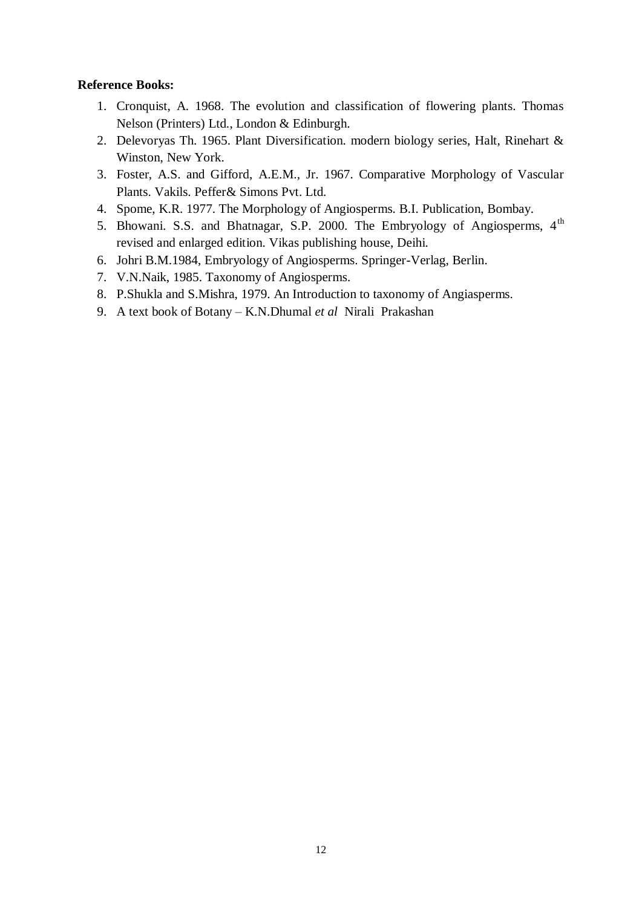**Reference Books:**

1. Cronquist, A. 1968. The evolution and classification of flowering plants. Thomas Nelson (Printers) Ltd., London & Edinburgh.
2. Delevoryas Th. 1965. Plant Diversification. modern biology series, Halt, Rinehart & Winston, New York.
3. Foster, A.S. and Gifford, A.E.M., Jr. 1967. Comparative Morphology of Vascular Plants. Vakils. Peffer& Simons Pvt. Ltd.
4. Spome, K.R. 1977. The Morphology of Angiosperms. B.I. Publication, Bombay.
5. Bhowani. S.S. and Bhatnagar, S.P. 2000. The Embryology of Angiosperms, 4th revised and enlarged edition. Vikas publishing house, Deihi.
6. Johri B.M.1984, Embryology of Angiosperms. Springer-Verlag, Berlin.
7. V.N.Naik, 1985. Taxonomy of Angiosperms.
8. P.Shukla and S.Mishra, 1979. An Introduction to taxonomy of Angiasperms.
9. A text book of Botany – K.N.Dhumal *et al* Nirali Prakashan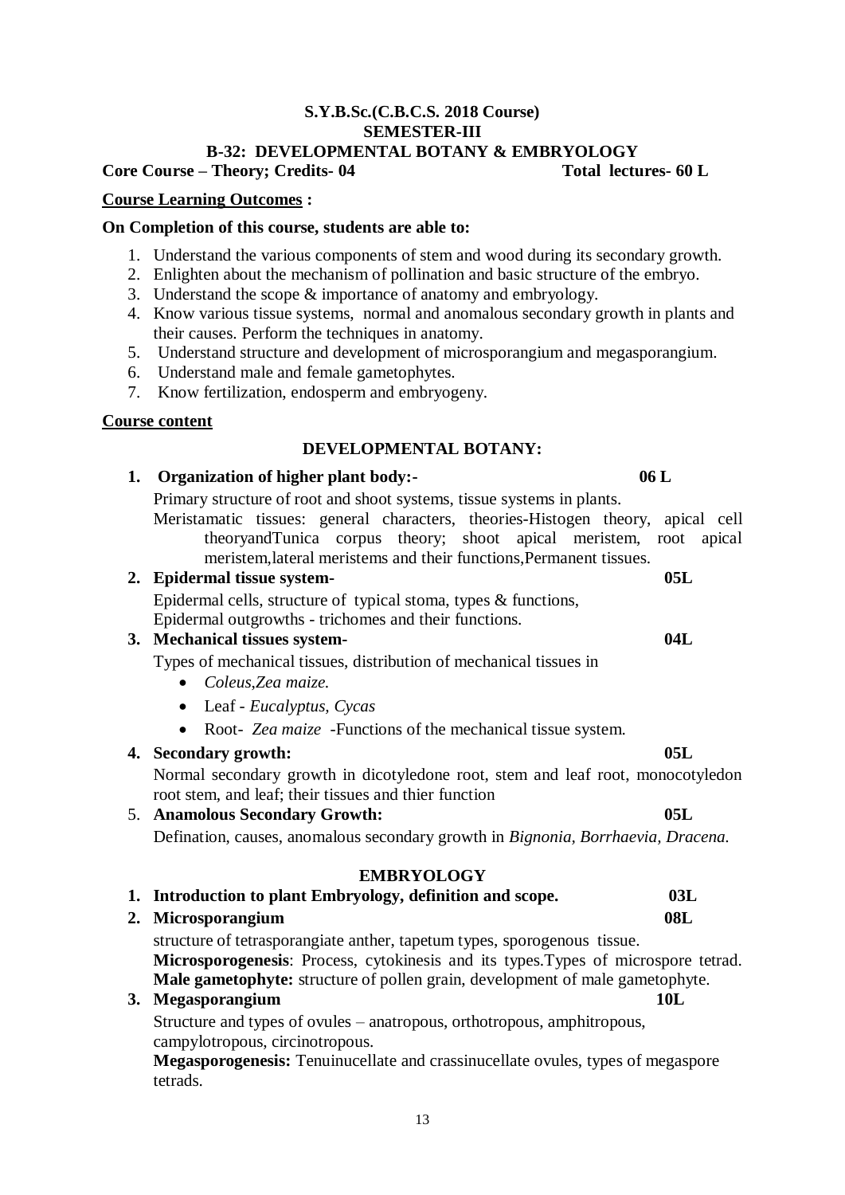**S.Y.B.Sc.(C.B.C.S. 2018 Course)**
**SEMESTER-III**
**B-32: DEVELOPMENTAL BOTANY & EMBRYOLOGY**

**Core Course – Theory; Credits- 04** **Total lectures- 60 L**

**Course Learning Outcomes :**

**On Completion of this course, students are able to:**

1. Understand the various components of stem and wood during its secondary growth.
2. Enlighten about the mechanism of pollination and basic structure of the embryo.
3. Understand the scope & importance of anatomy and embryology.
4. Know various tissue systems, normal and anomalous secondary growth in plants and their causes. Perform the techniques in anatomy.
5. Understand structure and development of microsporangium and megasporangium.
6. Understand male and female gametophytes.
7. Know fertilization, endosperm and embryogeny.

**Course content**

## DEVELOPMENTAL BOTANY:

**1. Organization of higher plant body:-** **06 L**

Primary structure of root and shoot systems, tissue systems in plants.
Meristamatic tissues: general characters, theories-Histogen theory, apical cell theoryandTunica corpus theory; shoot apical meristem, root apical meristem,lateral meristems and their functions,Permanent tissues.

**2. Epidermal tissue system-** **05L**

Epidermal cells, structure of typical stoma, types & functions,
Epidermal outgrowths - trichomes and their functions.

**3. Mechanical tissues system-** **04L**

Types of mechanical tissues, distribution of mechanical tissues in

- *Coleus,Zea maize.*
- Leaf - *Eucalyptus, Cycas*
- Root- *Zea maize* -Functions of the mechanical tissue system.

**4. Secondary growth:** **05L**

Normal secondary growth in dicotyledone root, stem and leaf root, monocotyledon root stem, and leaf; their tissues and thier function

5. **Anamolous Secondary Growth:** **05L**

Defination, causes, anomalous secondary growth in *Bignonia, Borrhaevia, Dracena.*

## EMBRYOLOGY

**1. Introduction to plant Embryology, definition and scope.** **03L**

**2. Microsporangium** **08L**

structure of tetrasporangiate anther, tapetum types, sporogenous tissue.
**Microsporogenesis**: Process, cytokinesis and its types.Types of microspore tetrad.
**Male gametophyte:** structure of pollen grain, development of male gametophyte.

**3. Megasporangium** **10L**

Structure and types of ovules – anatropous, orthotropous, amphitropous, campylotropous, circinotropous.
**Megasporogenesis:** Tenuinucellate and crassinucellate ovules, types of megaspore tetrads.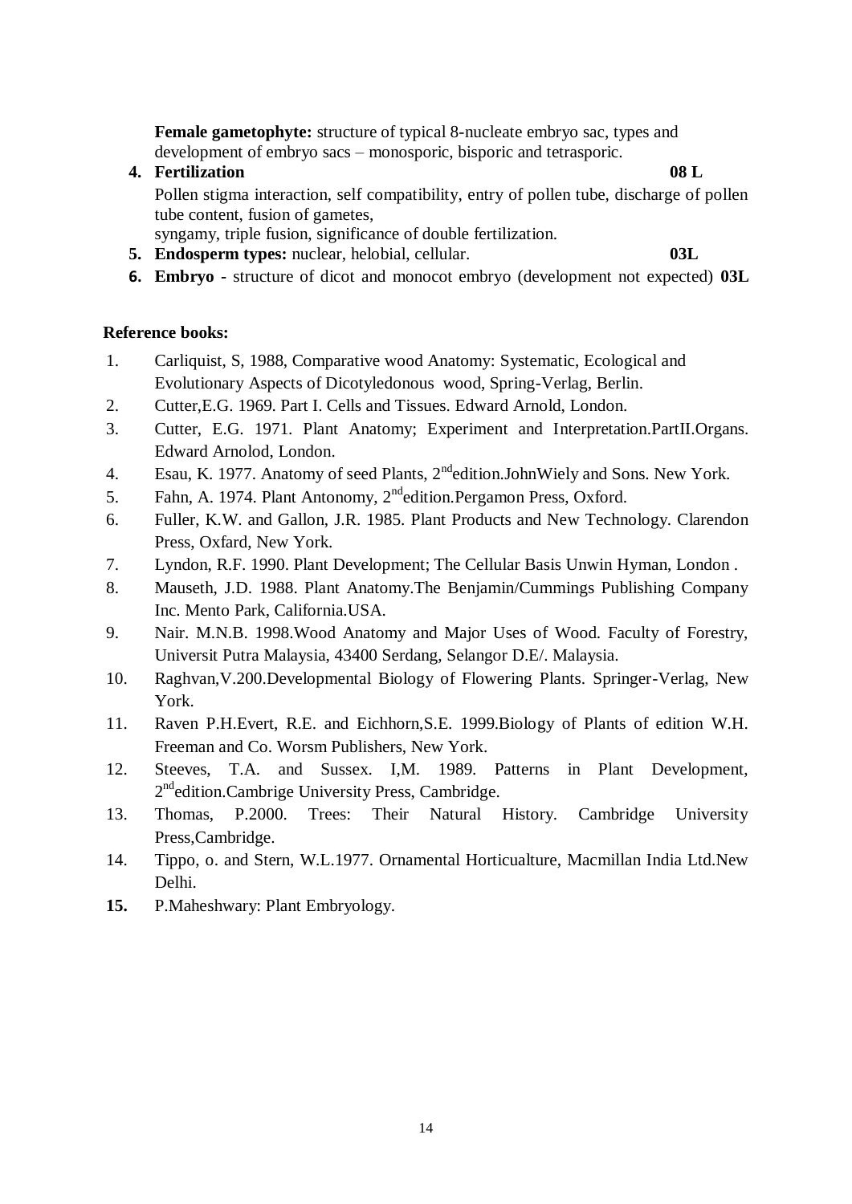**Female gametophyte:** structure of typical 8-nucleate embryo sac, types and development of embryo sacs – monosporic, bisporic and tetrasporic.

4. **Fertilization** **08 L**

   Pollen stigma interaction, self compatibility, entry of pollen tube, discharge of pollen tube content, fusion of gametes,
   syngamy, triple fusion, significance of double fertilization.

5. **Endosperm types:** nuclear, helobial, cellular. **03L**
6. **Embryo** - structure of dicot and monocot embryo (development not expected) **03L**

**Reference books:**

1. Carliquist, S, 1988, Comparative wood Anatomy: Systematic, Ecological and Evolutionary Aspects of Dicotyledonous wood, Spring-Verlag, Berlin.
2. Cutter,E.G. 1969. Part I. Cells and Tissues. Edward Arnold, London.
3. Cutter, E.G. 1971. Plant Anatomy; Experiment and Interpretation.PartII.Organs. Edward Arnolod, London.
4. Esau, K. 1977. Anatomy of seed Plants, 2nd edition.JohnWiely and Sons. New York.
5. Fahn, A. 1974. Plant Antonomy, 2nd edition.Pergamon Press, Oxford.
6. Fuller, K.W. and Gallon, J.R. 1985. Plant Products and New Technology. Clarendon Press, Oxfard, New York.
7. Lyndon, R.F. 1990. Plant Development; The Cellular Basis Unwin Hyman, London .
8. Mauseth, J.D. 1988. Plant Anatomy.The Benjamin/Cummings Publishing Company Inc. Mento Park, California.USA.
9. Nair. M.N.B. 1998.Wood Anatomy and Major Uses of Wood. Faculty of Forestry, Universit Putra Malaysia, 43400 Serdang, Selangor D.E/. Malaysia.
10. Raghvan,V.200.Developmental Biology of Flowering Plants. Springer-Verlag, New York.
11. Raven P.H.Evert, R.E. and Eichhorn,S.E. 1999.Biology of Plants of edition W.H. Freeman and Co. Worsm Publishers, New York.
12. Steeves, T.A. and Sussex. I,M. 1989. Patterns in Plant Development, 2nd edition.Cambrige University Press, Cambridge.
13. Thomas, P.2000. Trees: Their Natural History. Cambridge University Press,Cambridge.
14. Tippo, o. and Stern, W.L.1977. Ornamental Horticualture, Macmillan India Ltd.New Delhi.
15. P.Maheshwary: Plant Embryology.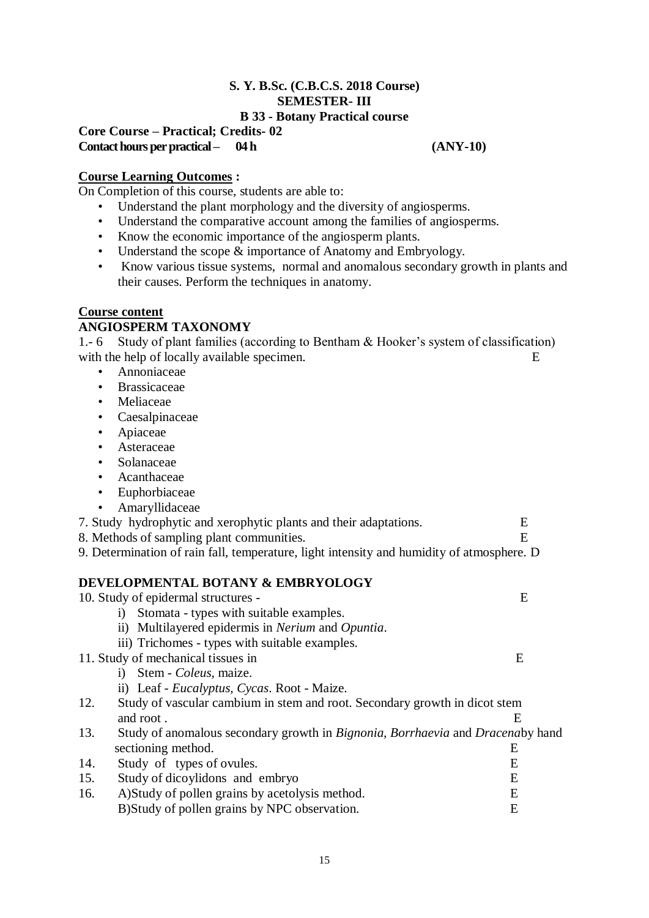**S. Y. B.Sc. (C.B.C.S. 2018 Course)**
**SEMESTER- III**
**B 33 - Botany Practical course**

**Core Course – Practical; Credits- 02**
**Contact hours per practical – 04 h (ANY-10)**

**Course Learning Outcomes :**

On Completion of this course, students are able to:

- Understand the plant morphology and the diversity of angiosperms.
- Understand the comparative account among the families of angiosperms.
- Know the economic importance of the angiosperm plants.
- Understand the scope & importance of Anatomy and Embryology.
- Know various tissue systems, normal and anomalous secondary growth in plants and their causes. Perform the techniques in anatomy.

**Course content**

**ANGIOSPERM TAXONOMY**

1.- 6 Study of plant families (according to Bentham & Hooker's system of classification) with the help of locally available specimen. E

- Annoniaceae
- Brassicaceae
- Meliaceae
- Caesalpinaceae
- Apiaceae
- Asteraceae
- Solanaceae
- Acanthaceae
- Euphorbiaceae
- Amaryllidaceae

7. Study hydrophytic and xerophytic plants and their adaptations. E
8. Methods of sampling plant communities. E
9. Determination of rain fall, temperature, light intensity and humidity of atmosphere. D

**DEVELOPMENTAL BOTANY & EMBRYOLOGY**

10. Study of epidermal structures - E
    i) Stomata - types with suitable examples.
    ii) Multilayered epidermis in *Nerium* and *Opuntia*.
    iii) Trichomes - types with suitable examples.
11. Study of mechanical tissues in E
    i) Stem - *Coleus*, maize.
    ii) Leaf - *Eucalyptus*, *Cycas*. Root - Maize.
12. Study of vascular cambium in stem and root. Secondary growth in dicot stem and root . E
13. Study of anomalous secondary growth in *Bignonia*, *Borrhaevia* and *Dracena*by hand sectioning method. E
14. Study of types of ovules. E
15. Study of dicoylidons and embryo E
16. A)Study of pollen grains by acetolysis method. E
    B)Study of pollen grains by NPC observation. E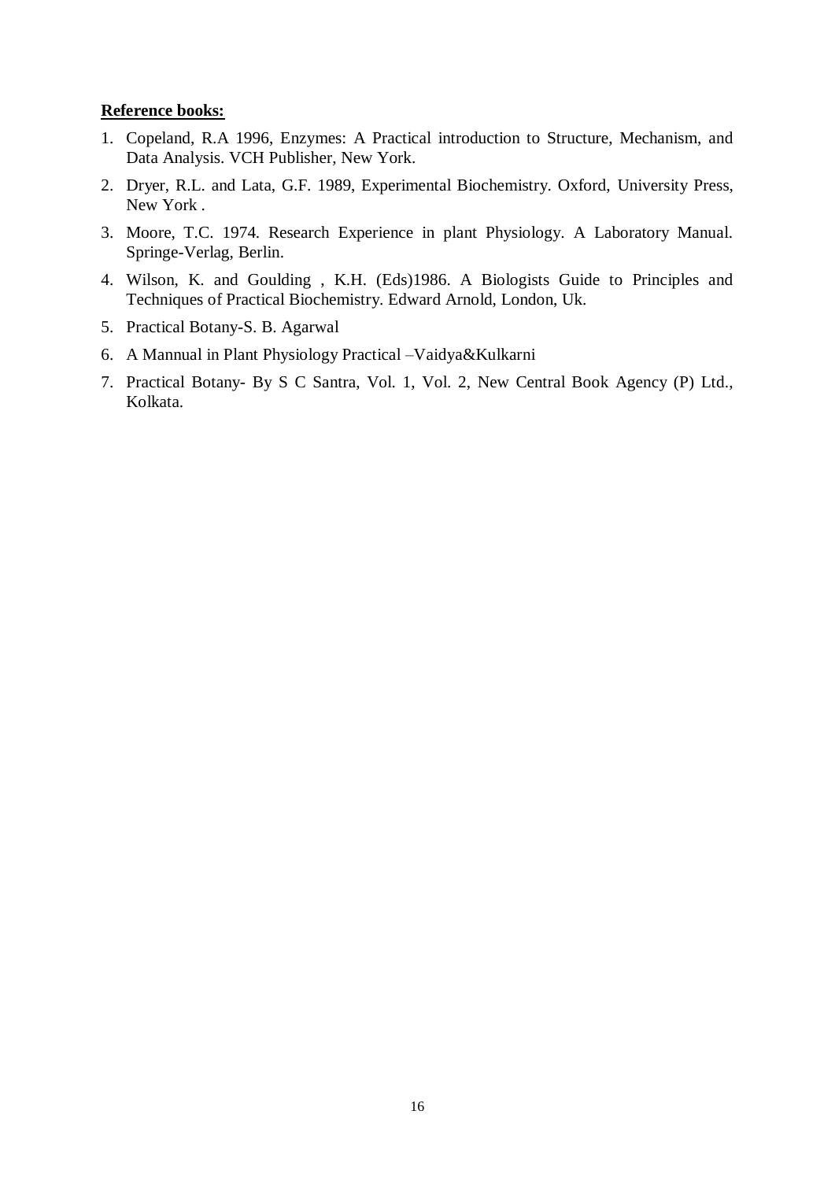**Reference books:**

1. Copeland, R.A 1996, Enzymes: A Practical introduction to Structure, Mechanism, and Data Analysis. VCH Publisher, New York.
2. Dryer, R.L. and Lata, G.F. 1989, Experimental Biochemistry. Oxford, University Press, New York .
3. Moore, T.C. 1974. Research Experience in plant Physiology. A Laboratory Manual. Springe-Verlag, Berlin.
4. Wilson, K. and Goulding , K.H. (Eds)1986. A Biologists Guide to Principles and Techniques of Practical Biochemistry. Edward Arnold, London, Uk.
5. Practical Botany-S. B. Agarwal
6. A Mannual in Plant Physiology Practical –Vaidya&Kulkarni
7. Practical Botany- By S C Santra, Vol. 1, Vol. 2, New Central Book Agency (P) Ltd., Kolkata.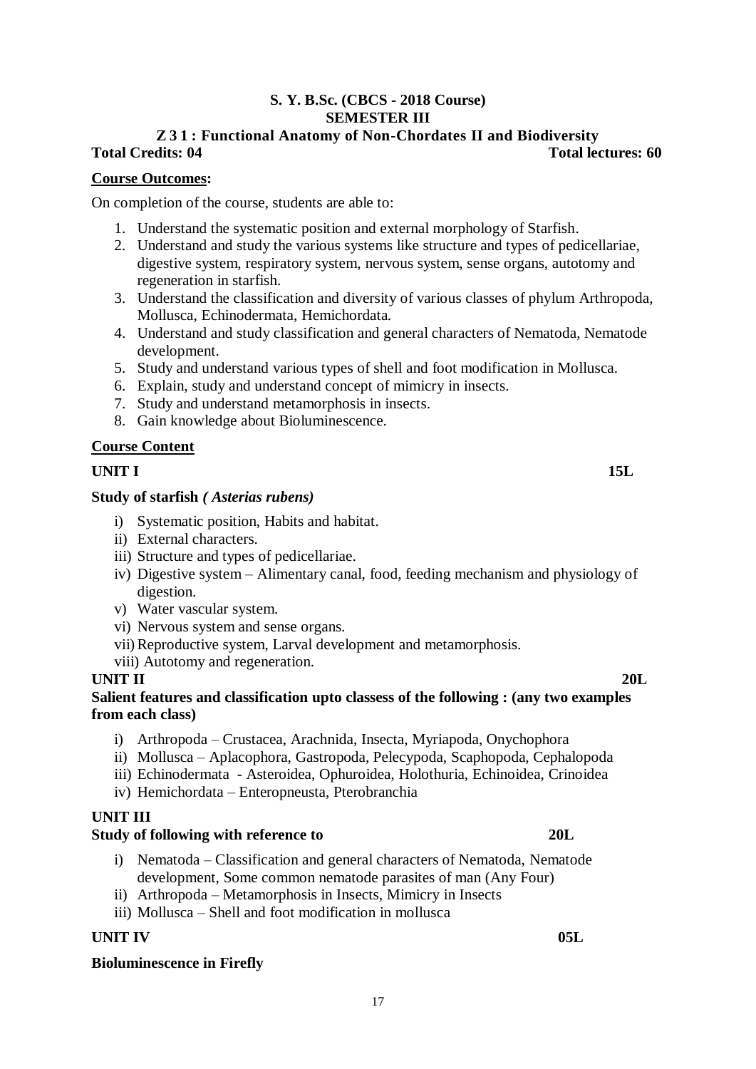**S. Y. B.Sc. (CBCS - 2018 Course)**
**SEMESTER III**

## Z 3 1 : Functional Anatomy of Non-Chordates II and Biodiversity

**Total Credits: 04** **Total lectures: 60**

**Course Outcomes:**

On completion of the course, students are able to:

1. Understand the systematic position and external morphology of Starfish.
2. Understand and study the various systems like structure and types of pedicellariae, digestive system, respiratory system, nervous system, sense organs, autotomy and regeneration in starfish.
3. Understand the classification and diversity of various classes of phylum Arthropoda, Mollusca, Echinodermata, Hemichordata.
4. Understand and study classification and general characters of Nematoda, Nematode development.
5. Study and understand various types of shell and foot modification in Mollusca.
6. Explain, study and understand concept of mimicry in insects.
7. Study and understand metamorphosis in insects.
8. Gain knowledge about Bioluminescence.

**Course Content**

**UNIT I** **15L**

**Study of starfish *( Asterias rubens)***

i) Systematic position, Habits and habitat.
ii) External characters.
iii) Structure and types of pedicellariae.
iv) Digestive system – Alimentary canal, food, feeding mechanism and physiology of digestion.
v) Water vascular system.
vi) Nervous system and sense organs.
vii) Reproductive system, Larval development and metamorphosis.
viii) Autotomy and regeneration.

**UNIT II** **20L**

**Salient features and classification upto classess of the following : (any two examples from each class)**

i) Arthropoda – Crustacea, Arachnida, Insecta, Myriapoda, Onychophora
ii) Mollusca – Aplacophora, Gastropoda, Pelecypoda, Scaphopoda, Cephalopoda
iii) Echinodermata - Asteroidea, Ophuroidea, Holothuria, Echinoidea, Crinoidea
iv) Hemichordata – Enteropneusta, Pterobranchia

**UNIT III**

**Study of following with reference to** **20L**

i) Nematoda – Classification and general characters of Nematoda, Nematode development, Some common nematode parasites of man (Any Four)
ii) Arthropoda – Metamorphosis in Insects, Mimicry in Insects
iii) Mollusca – Shell and foot modification in mollusca

**UNIT IV** **05L**

**Bioluminescence in Firefly**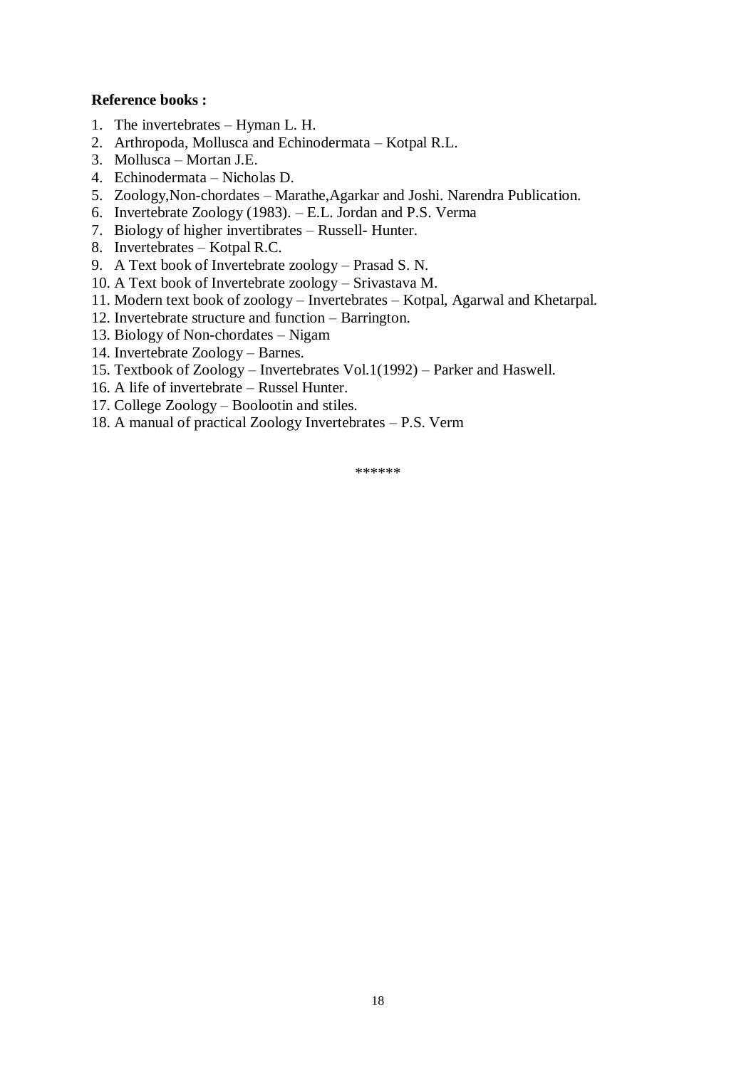**Reference books :**

1. The invertebrates – Hyman L. H.
2. Arthropoda, Mollusca and Echinodermata – Kotpal R.L.
3. Mollusca – Mortan J.E.
4. Echinodermata – Nicholas D.
5. Zoology,Non-chordates – Marathe,Agarkar and Joshi. Narendra Publication.
6. Invertebrate Zoology (1983). – E.L. Jordan and P.S. Verma
7. Biology of higher invertibrates – Russell- Hunter.
8. Invertebrates – Kotpal R.C.
9. A Text book of Invertebrate zoology – Prasad S. N.
10. A Text book of Invertebrate zoology – Srivastava M.
11. Modern text book of zoology – Invertebrates – Kotpal, Agarwal and Khetarpal.
12. Invertebrate structure and function – Barrington.
13. Biology of Non-chordates – Nigam
14. Invertebrate Zoology – Barnes.
15. Textbook of Zoology – Invertebrates Vol.1(1992) – Parker and Haswell.
16. A life of invertebrate – Russel Hunter.
17. College Zoology – Boolootin and stiles.
18. A manual of practical Zoology Invertebrates – P.S. Verm

******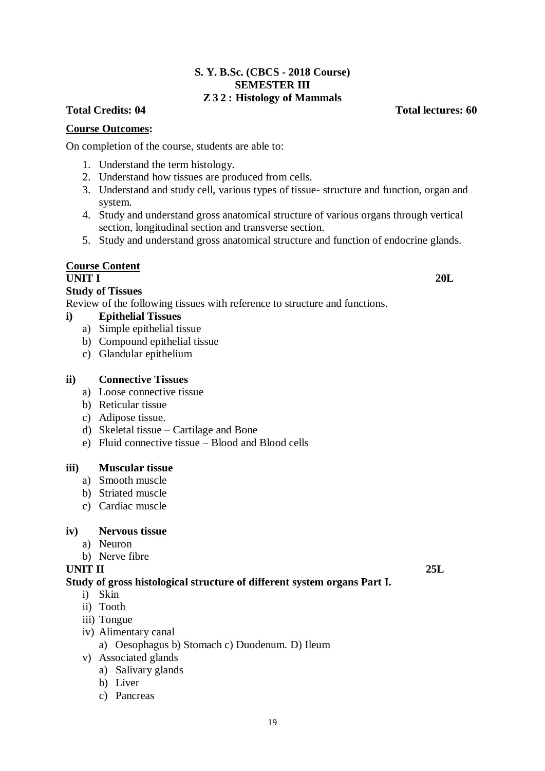**S. Y. B.Sc. (CBCS - 2018 Course)**
**SEMESTER III**
**Z 3 2 : Histology of Mammals**

**Total Credits: 04** **Total lectures: 60**

**Course Outcomes:**

On completion of the course, students are able to:

1. Understand the term histology.
2. Understand how tissues are produced from cells.
3. Understand and study cell, various types of tissue- structure and function, organ and system.
4. Study and understand gross anatomical structure of various organs through vertical section, longitudinal section and transverse section.
5. Study and understand gross anatomical structure and function of endocrine glands.

**Course Content**

**UNIT I** **20L**

**Study of Tissues**

Review of the following tissues with reference to structure and functions.

**i) Epithelial Tissues**

a) Simple epithelial tissue
b) Compound epithelial tissue
c) Glandular epithelium

**ii) Connective Tissues**

a) Loose connective tissue
b) Reticular tissue
c) Adipose tissue.
d) Skeletal tissue – Cartilage and Bone
e) Fluid connective tissue – Blood and Blood cells

**iii) Muscular tissue**

a) Smooth muscle
b) Striated muscle
c) Cardiac muscle

**iv) Nervous tissue**

a) Neuron
b) Nerve fibre

**UNIT II** **25L**

**Study of gross histological structure of different system organs Part I.**

i) Skin
ii) Tooth
iii) Tongue
iv) Alimentary canal
   a) Oesophagus b) Stomach c) Duodenum. D) Ileum
v) Associated glands
   a) Salivary glands
   b) Liver
   c) Pancreas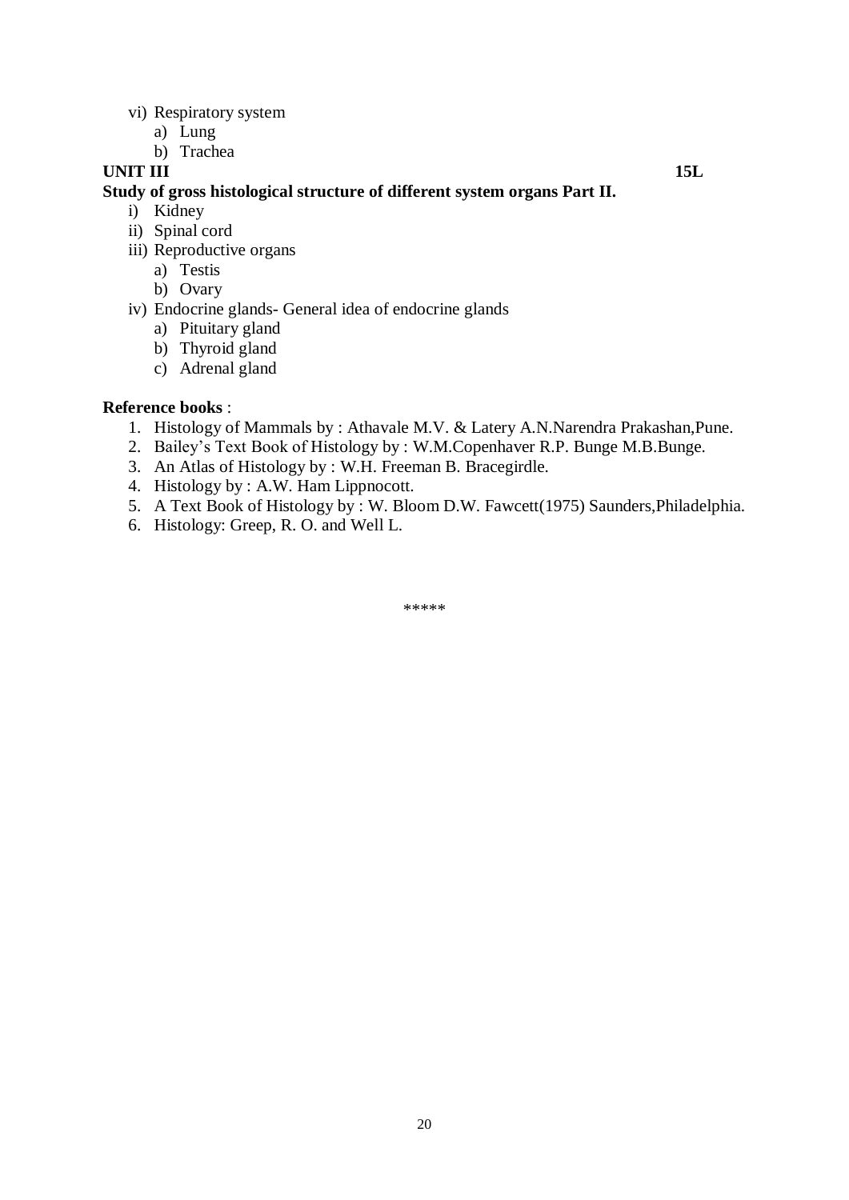vi) Respiratory system
   a) Lung
   b) Trachea

**UNIT III** **15L**

**Study of gross histological structure of different system organs Part II.**

i) Kidney
ii) Spinal cord
iii) Reproductive organs
   a) Testis
   b) Ovary
iv) Endocrine glands- General idea of endocrine glands
   a) Pituitary gland
   b) Thyroid gland
   c) Adrenal gland

**Reference books** :

1. Histology of Mammals by : Athavale M.V. & Latery A.N.Narendra Prakashan,Pune.
2. Bailey's Text Book of Histology by : W.M.Copenhaver R.P. Bunge M.B.Bunge.
3. An Atlas of Histology by : W.H. Freeman B. Bracegirdle.
4. Histology by : A.W. Ham Lippnocott.
5. A Text Book of Histology by : W. Bloom D.W. Fawcett(1975) Saunders,Philadelphia.
6. Histology: Greep, R. O. and Well L.

*****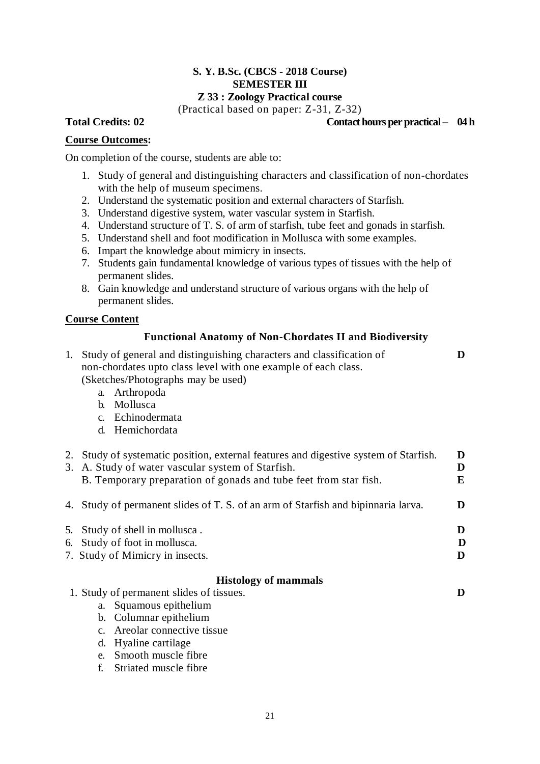**S. Y. B.Sc. (CBCS - 2018 Course)**
**SEMESTER III**
**Z 33 : Zoology Practical course**
(Practical based on paper: Z-31, Z-32)

**Total Credits: 02** **Contact hours per practical – 04 h**

**Course Outcomes:**

On completion of the course, students are able to:

1. Study of general and distinguishing characters and classification of non-chordates with the help of museum specimens.
2. Understand the systematic position and external characters of Starfish.
3. Understand digestive system, water vascular system in Starfish.
4. Understand structure of T. S. of arm of starfish, tube feet and gonads in starfish.
5. Understand shell and foot modification in Mollusca with some examples.
6. Impart the knowledge about mimicry in insects.
7. Students gain fundamental knowledge of various types of tissues with the help of permanent slides.
8. Gain knowledge and understand structure of various organs with the help of permanent slides.

**Course Content**

**Functional Anatomy of Non-Chordates II and Biodiversity**

1. Study of general and distinguishing characters and classification of non-chordates upto class level with one example of each class. (Sketches/Photographs may be used) **D**
   a. Arthropoda
   b. Mollusca
   c. Echinodermata
   d. Hemichordata

2. Study of systematic position, external features and digestive system of Starfish. **D**
3. A. Study of water vascular system of Starfish. **D**
   B. Temporary preparation of gonads and tube feet from star fish. **E**

4. Study of permanent slides of T. S. of an arm of Starfish and bipinnaria larva. **D**

5. Study of shell in mollusca . **D**
6. Study of foot in mollusca. **D**
7. Study of Mimicry in insects. **D**

**Histology of mammals**

1. Study of permanent slides of tissues. **D**
   a. Squamous epithelium
   b. Columnar epithelium
   c. Areolar connective tissue
   d. Hyaline cartilage
   e. Smooth muscle fibre
   f. Striated muscle fibre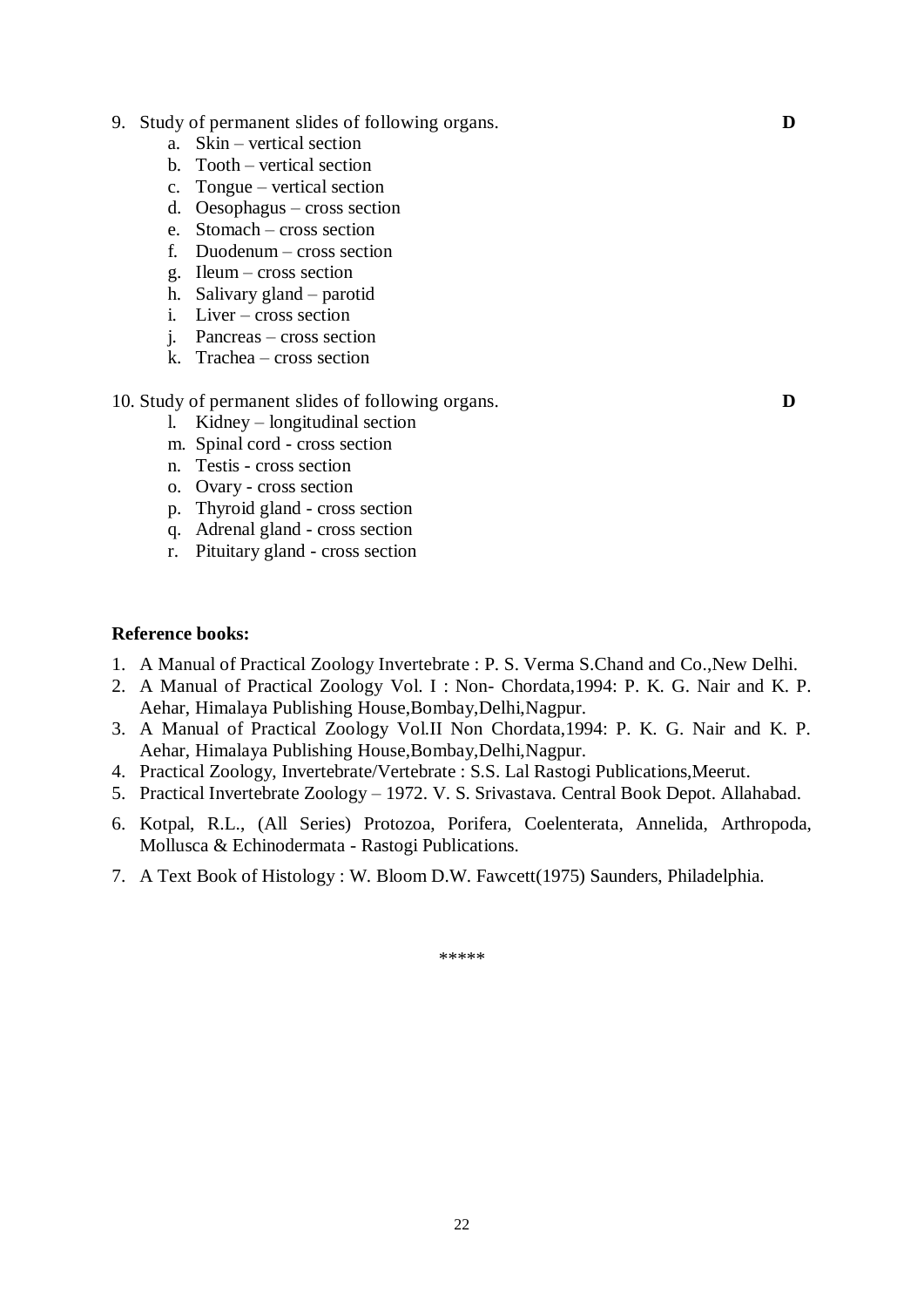9. Study of permanent slides of following organs. **D**
    a. Skin – vertical section
    b. Tooth – vertical section
    c. Tongue – vertical section
    d. Oesophagus – cross section
    e. Stomach – cross section
    f. Duodenum – cross section
    g. Ileum – cross section
    h. Salivary gland – parotid
    i. Liver – cross section
    j. Pancreas – cross section
    k. Trachea – cross section

10. Study of permanent slides of following organs. **D**
    l. Kidney – longitudinal section
    m. Spinal cord - cross section
    n. Testis - cross section
    o. Ovary - cross section
    p. Thyroid gland - cross section
    q. Adrenal gland - cross section
    r. Pituitary gland - cross section

**Reference books:**

1. A Manual of Practical Zoology Invertebrate : P. S. Verma S.Chand and Co.,New Delhi.
2. A Manual of Practical Zoology Vol. I : Non- Chordata,1994: P. K. G. Nair and K. P. Aehar, Himalaya Publishing House,Bombay,Delhi,Nagpur.
3. A Manual of Practical Zoology Vol.II Non Chordata,1994: P. K. G. Nair and K. P. Aehar, Himalaya Publishing House,Bombay,Delhi,Nagpur.
4. Practical Zoology, Invertebrate/Vertebrate : S.S. Lal Rastogi Publications,Meerut.
5. Practical Invertebrate Zoology – 1972. V. S. Srivastava. Central Book Depot. Allahabad.
6. Kotpal, R.L., (All Series) Protozoa, Porifera, Coelenterata, Annelida, Arthropoda, Mollusca & Echinodermata - Rastogi Publications.
7. A Text Book of Histology : W. Bloom D.W. Fawcett(1975) Saunders, Philadelphia.

*****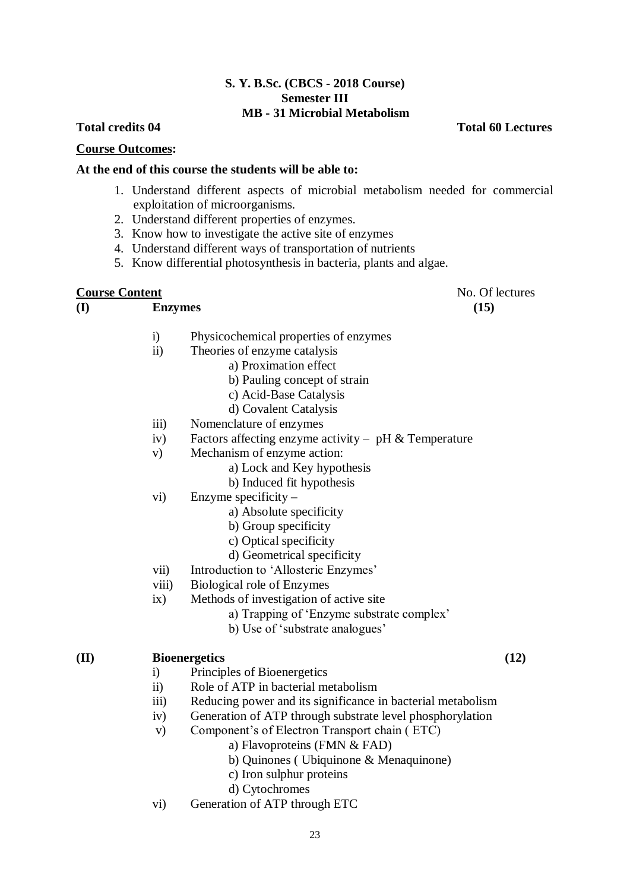**S. Y. B.Sc. (CBCS - 2018 Course)**
**Semester III**
**MB - 31 Microbial Metabolism**

**Total credits 04** **Total 60 Lectures**

**Course Outcomes:**

**At the end of this course the students will be able to:**

1. Understand different aspects of microbial metabolism needed for commercial exploitation of microorganisms.
2. Understand different properties of enzymes.
3. Know how to investigate the active site of enzymes
4. Understand different ways of transportation of nutrients
5. Know differential photosynthesis in bacteria, plants and algae.

**Course Content** No. Of lectures

**(I) Enzymes** **(15)**

- i) Physicochemical properties of enzymes
- ii) Theories of enzyme catalysis
  - a) Proximation effect
  - b) Pauling concept of strain
  - c) Acid-Base Catalysis
  - d) Covalent Catalysis
- iii) Nomenclature of enzymes
- iv) Factors affecting enzyme activity – pH & Temperature
- v) Mechanism of enzyme action:
  - a) Lock and Key hypothesis
  - b) Induced fit hypothesis
- vi) Enzyme specificity –
  - a) Absolute specificity
  - b) Group specificity
  - c) Optical specificity
  - d) Geometrical specificity
- vii) Introduction to 'Allosteric Enzymes'
- viii) Biological role of Enzymes
- ix) Methods of investigation of active site
  - a) Trapping of 'Enzyme substrate complex'
  - b) Use of 'substrate analogues'

**(II) Bioenergetics** **(12)**

- i) Principles of Bioenergetics
- ii) Role of ATP in bacterial metabolism
- iii) Reducing power and its significance in bacterial metabolism
- iv) Generation of ATP through substrate level phosphorylation
- v) Component's of Electron Transport chain ( ETC)
  - a) Flavoproteins (FMN & FAD)
  - b) Quinones ( Ubiquinone & Menaquinone)
  - c) Iron sulphur proteins
  - d) Cytochromes
- vi) Generation of ATP through ETC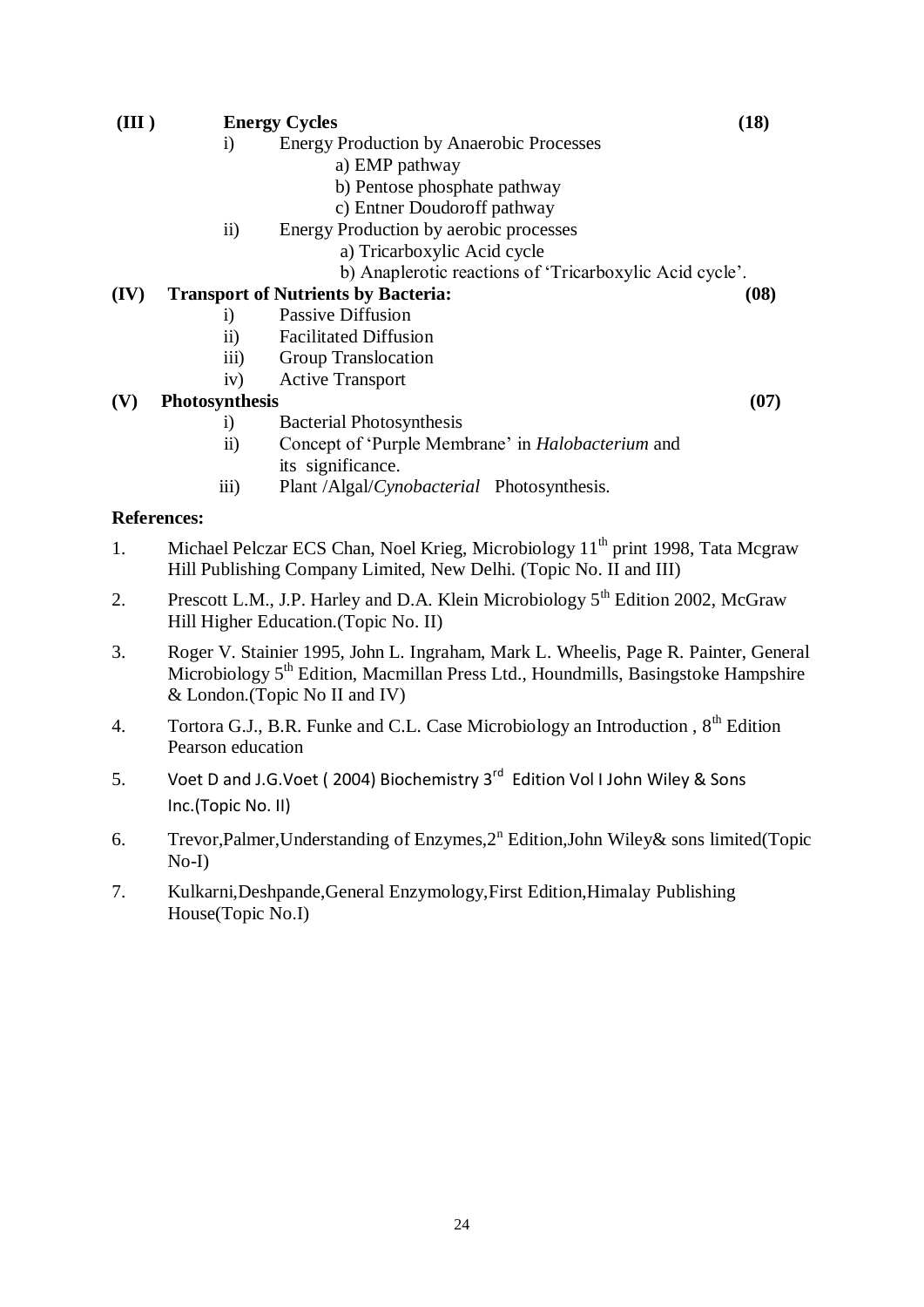**(III) Energy Cycles (18)**

- i) Energy Production by Anaerobic Processes
  - a) EMP pathway
  - b) Pentose phosphate pathway
  - c) Entner Doudoroff pathway
- ii) Energy Production by aerobic processes
  - a) Tricarboxylic Acid cycle
  - b) Anaplerotic reactions of 'Tricarboxylic Acid cycle'.

**(IV) Transport of Nutrients by Bacteria: (08)**

- i) Passive Diffusion
- ii) Facilitated Diffusion
- iii) Group Translocation
- iv) Active Transport

**(V) Photosynthesis (07)**

- i) Bacterial Photosynthesis
- ii) Concept of 'Purple Membrane' in *Halobacterium* and its significance.
- iii) Plant /Algal/*Cynobacterial* Photosynthesis.

**References:**

1. Michael Pelczar ECS Chan, Noel Krieg, Microbiology 11th print 1998, Tata Mcgraw Hill Publishing Company Limited, New Delhi. (Topic No. II and III)
2. Prescott L.M., J.P. Harley and D.A. Klein Microbiology 5th Edition 2002, McGraw Hill Higher Education.(Topic No. II)
3. Roger V. Stainier 1995, John L. Ingraham, Mark L. Wheelis, Page R. Painter, General Microbiology 5th Edition, Macmillan Press Ltd., Houndmills, Basingstoke Hampshire & London.(Topic No II and IV)
4. Tortora G.J., B.R. Funke and C.L. Case Microbiology an Introduction , 8th Edition Pearson education
5. Voet D and J.G.Voet ( 2004) Biochemistry 3rd Edition Vol I John Wiley & Sons Inc.(Topic No. II)
6. Trevor,Palmer,Understanding of Enzymes,2n Edition,John Wiley& sons limited(Topic No-I)
7. Kulkarni,Deshpande,General Enzymology,First Edition,Himalay Publishing House(Topic No.I)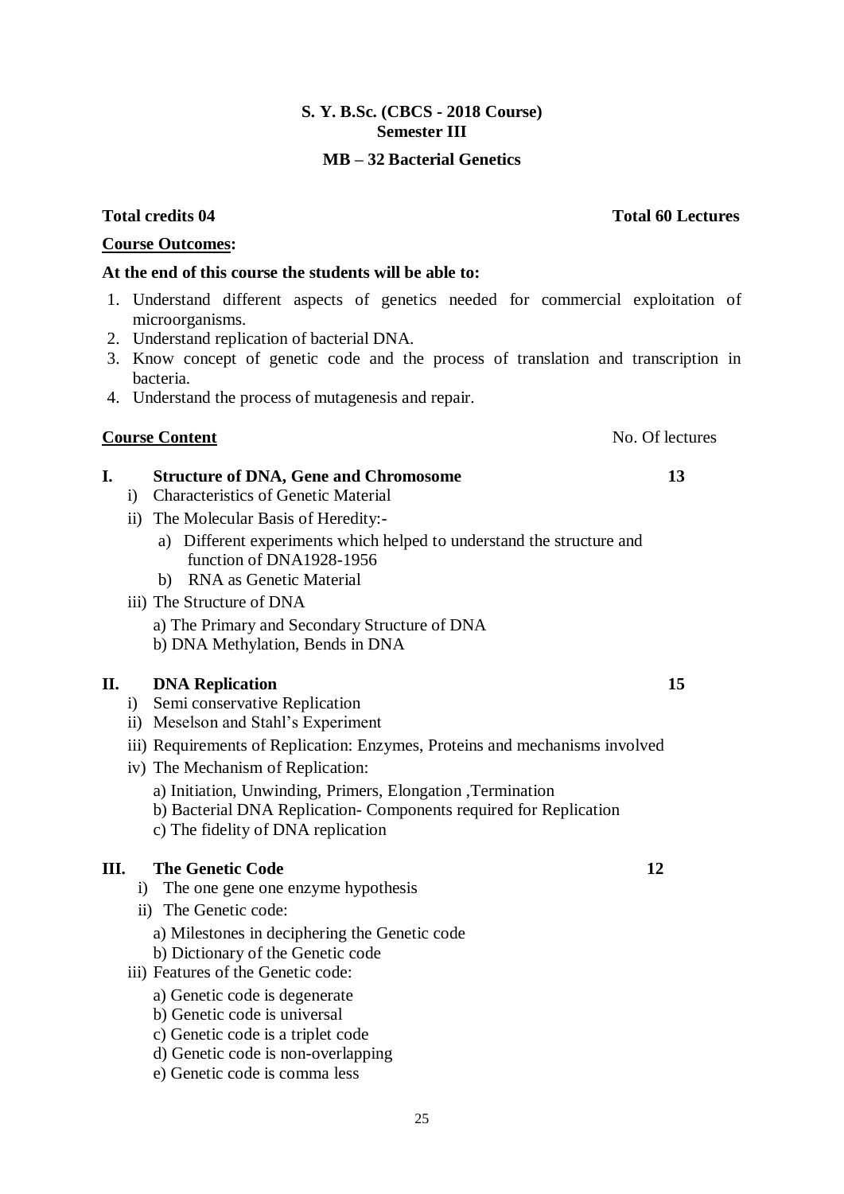**S. Y. B.Sc. (CBCS - 2018 Course)**
**Semester III**

**MB – 32 Bacterial Genetics**

**Total credits 04** **Total 60 Lectures**

**Course Outcomes:**

**At the end of this course the students will be able to:**

1. Understand different aspects of genetics needed for commercial exploitation of microorganisms.
2. Understand replication of bacterial DNA.
3. Know concept of genetic code and the process of translation and transcription in bacteria.
4. Understand the process of mutagenesis and repair.

**Course Content** No. Of lectures

**I. Structure of DNA, Gene and Chromosome** **13**

- i) Characteristics of Genetic Material
- ii) The Molecular Basis of Heredity:-
  - a) Different experiments which helped to understand the structure and function of DNA1928-1956
  - b) RNA as Genetic Material
- iii) The Structure of DNA
  - a) The Primary and Secondary Structure of DNA
  - b) DNA Methylation, Bends in DNA

**II. DNA Replication** **15**

- i) Semi conservative Replication
- ii) Meselson and Stahl's Experiment
- iii) Requirements of Replication: Enzymes, Proteins and mechanisms involved
- iv) The Mechanism of Replication:
  - a) Initiation, Unwinding, Primers, Elongation ,Termination
  - b) Bacterial DNA Replication- Components required for Replication
  - c) The fidelity of DNA replication

**III. The Genetic Code** **12**

- i) The one gene one enzyme hypothesis
- ii) The Genetic code:
  - a) Milestones in deciphering the Genetic code
  - b) Dictionary of the Genetic code
- iii) Features of the Genetic code:
  - a) Genetic code is degenerate
  - b) Genetic code is universal
  - c) Genetic code is a triplet code
  - d) Genetic code is non-overlapping
  - e) Genetic code is comma less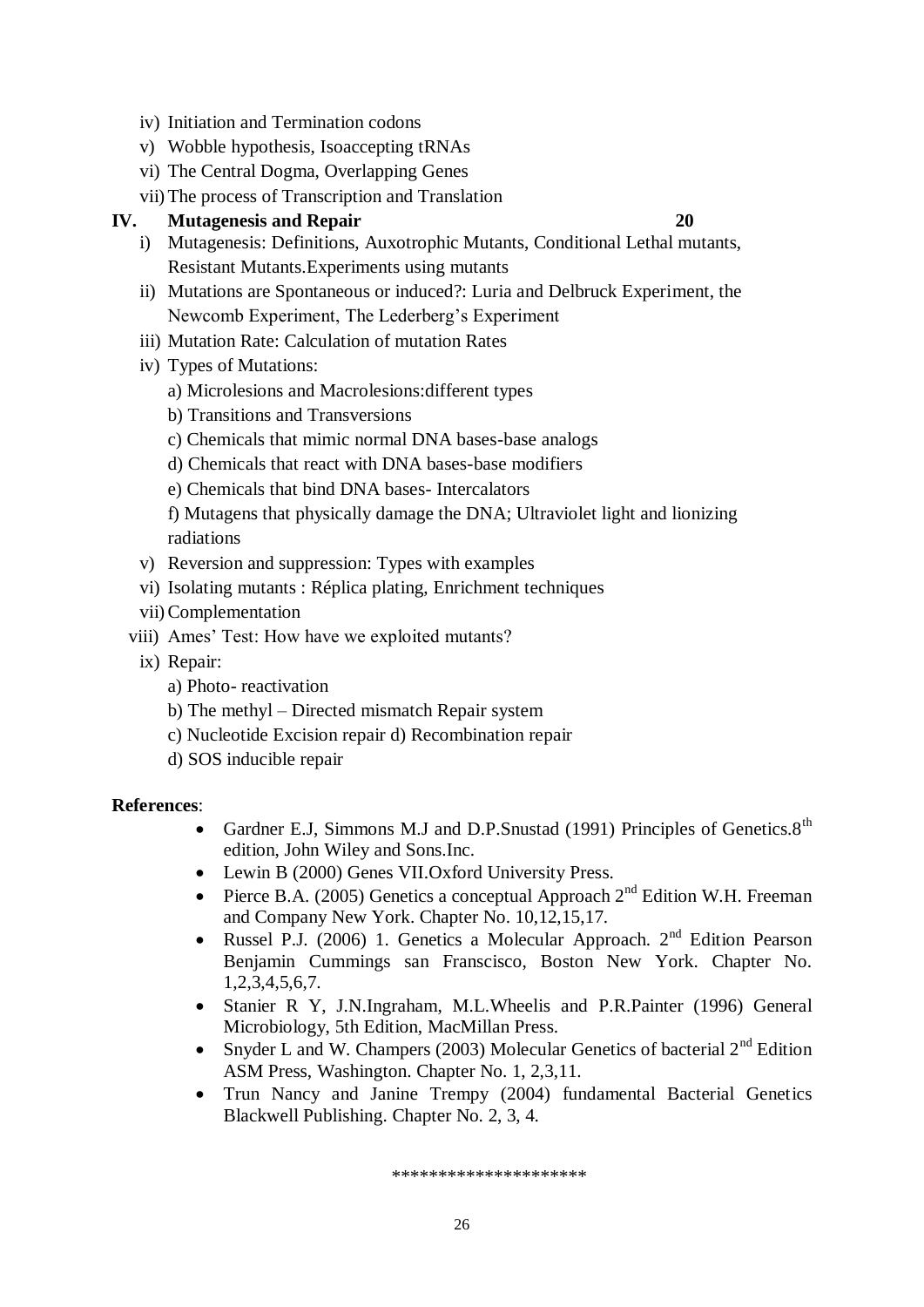iv) Initiation and Termination codons

v) Wobble hypothesis, Isoaccepting tRNAs

vi) The Central Dogma, Overlapping Genes

vii) The process of Transcription and Translation

**IV. Mutagenesis and Repair 20**

i) Mutagenesis: Definitions, Auxotrophic Mutants, Conditional Lethal mutants, Resistant Mutants.Experiments using mutants

ii) Mutations are Spontaneous or induced?: Luria and Delbruck Experiment, the Newcomb Experiment, The Lederberg's Experiment

iii) Mutation Rate: Calculation of mutation Rates

iv) Types of Mutations:

a) Microlesions and Macrolesions:different types

b) Transitions and Transversions

c) Chemicals that mimic normal DNA bases-base analogs

d) Chemicals that react with DNA bases-base modifiers

e) Chemicals that bind DNA bases- Intercalators

f) Mutagens that physically damage the DNA; Ultraviolet light and lionizing radiations

v) Reversion and suppression: Types with examples

vi) Isolating mutants : Réplica plating, Enrichment techniques

vii) Complementation

viii) Ames' Test: How have we exploited mutants?

ix) Repair:

a) Photo- reactivation

b) The methyl – Directed mismatch Repair system

c) Nucleotide Excision repair d) Recombination repair

d) SOS inducible repair

**References**:

- Gardner E.J, Simmons M.J and D.P.Snustad (1991) Principles of Genetics.8th edition, John Wiley and Sons.Inc.
- Lewin B (2000) Genes VII.Oxford University Press.
- Pierce B.A. (2005) Genetics a conceptual Approach 2nd Edition W.H. Freeman and Company New York. Chapter No. 10,12,15,17.
- Russel P.J. (2006) 1. Genetics a Molecular Approach. 2nd Edition Pearson Benjamin Cummings san Franscisco, Boston New York. Chapter No. 1,2,3,4,5,6,7.
- Stanier R Y, J.N.Ingraham, M.L.Wheelis and P.R.Painter (1996) General Microbiology, 5th Edition, MacMillan Press.
- Snyder L and W. Champers (2003) Molecular Genetics of bacterial 2nd Edition ASM Press, Washington. Chapter No. 1, 2,3,11.
- Trun Nancy and Janine Trempy (2004) fundamental Bacterial Genetics Blackwell Publishing. Chapter No. 2, 3, 4.

********************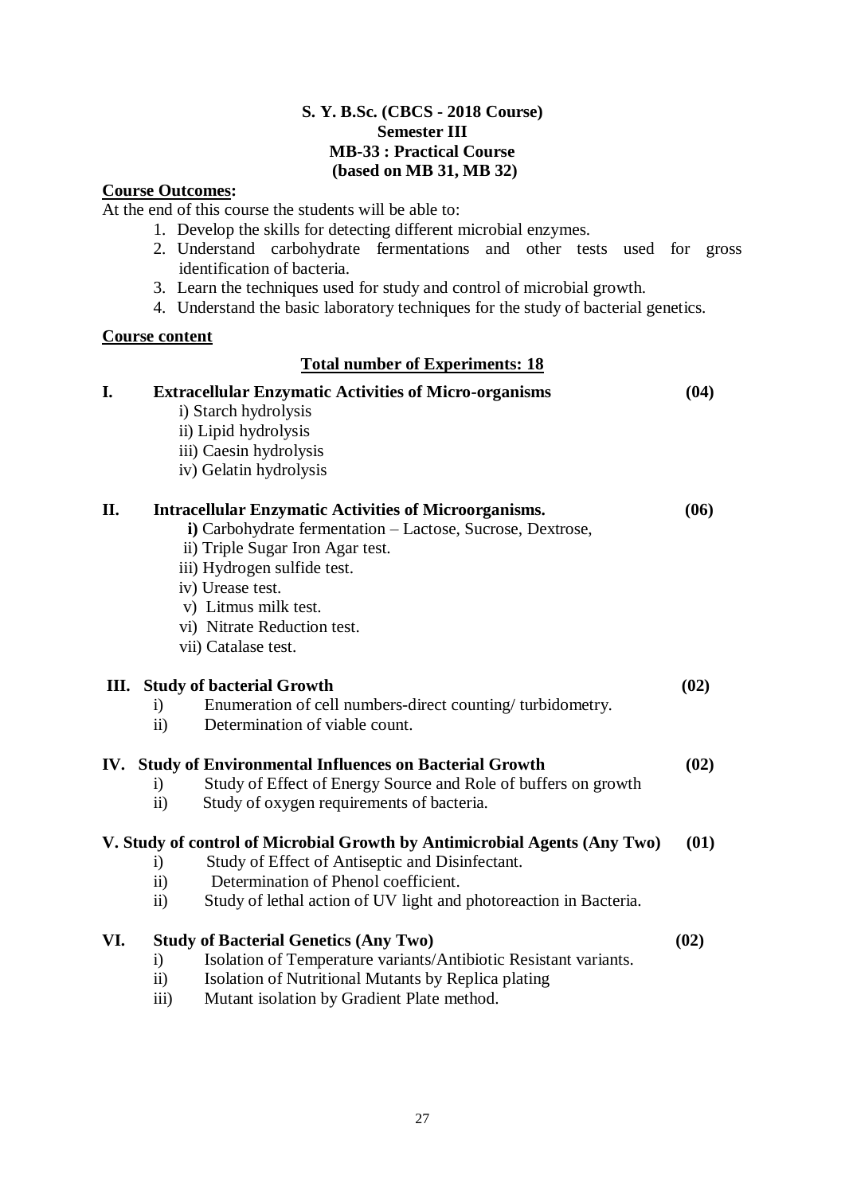**S. Y. B.Sc. (CBCS - 2018 Course)**
**Semester III**
**MB-33 : Practical Course**
**(based on MB 31, MB 32)**

**Course Outcomes:**

At the end of this course the students will be able to:

1. Develop the skills for detecting different microbial enzymes.
2. Understand carbohydrate fermentations and other tests used for gross identification of bacteria.
3. Learn the techniques used for study and control of microbial growth.
4. Understand the basic laboratory techniques for the study of bacterial genetics.

**Course content**

**Total number of Experiments: 18**

**I. Extracellular Enzymatic Activities of Micro-organisms (04)**

i) Starch hydrolysis
ii) Lipid hydrolysis
iii) Caesin hydrolysis
iv) Gelatin hydrolysis

**II. Intracellular Enzymatic Activities of Microorganisms. (06)**

**i)** Carbohydrate fermentation – Lactose, Sucrose, Dextrose,
ii) Triple Sugar Iron Agar test.
iii) Hydrogen sulfide test.
iv) Urease test.
v) Litmus milk test.
vi) Nitrate Reduction test.
vii) Catalase test.

**III. Study of bacterial Growth (02)**

i) Enumeration of cell numbers-direct counting/ turbidometry.
ii) Determination of viable count.

**IV. Study of Environmental Influences on Bacterial Growth (02)**

i) Study of Effect of Energy Source and Role of buffers on growth
ii) Study of oxygen requirements of bacteria.

**V. Study of control of Microbial Growth by Antimicrobial Agents (Any Two) (01)**

i) Study of Effect of Antiseptic and Disinfectant.
ii) Determination of Phenol coefficient.
ii) Study of lethal action of UV light and photoreaction in Bacteria.

**VI. Study of Bacterial Genetics (Any Two) (02)**

i) Isolation of Temperature variants/Antibiotic Resistant variants.
ii) Isolation of Nutritional Mutants by Replica plating
iii) Mutant isolation by Gradient Plate method.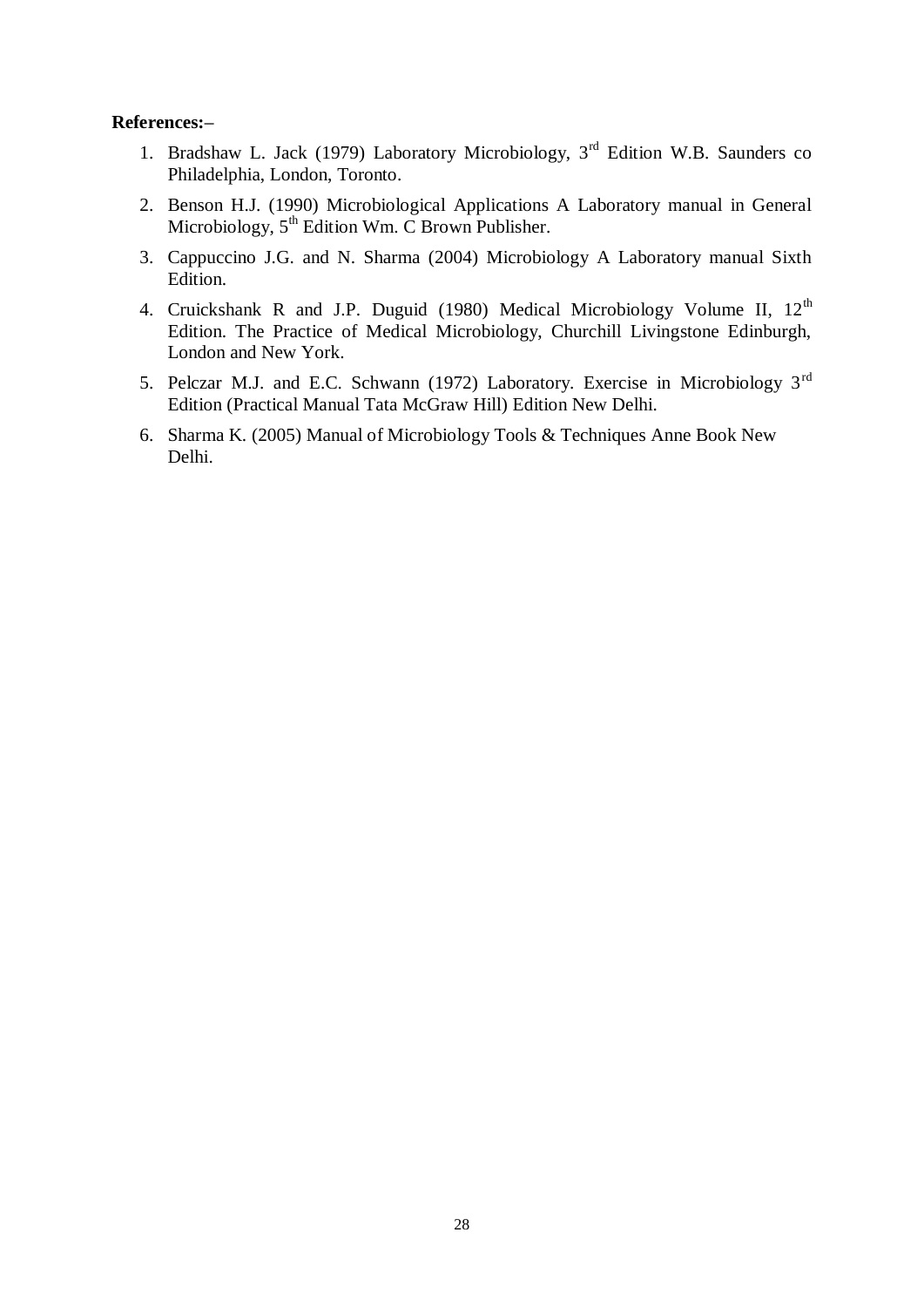**References:–**

1. Bradshaw L. Jack (1979) Laboratory Microbiology, 3rd Edition W.B. Saunders co Philadelphia, London, Toronto.
2. Benson H.J. (1990) Microbiological Applications A Laboratory manual in General Microbiology, 5th Edition Wm. C Brown Publisher.
3. Cappuccino J.G. and N. Sharma (2004) Microbiology A Laboratory manual Sixth Edition.
4. Cruickshank R and J.P. Duguid (1980) Medical Microbiology Volume II, 12th Edition. The Practice of Medical Microbiology, Churchill Livingstone Edinburgh, London and New York.
5. Pelczar M.J. and E.C. Schwann (1972) Laboratory. Exercise in Microbiology 3rd Edition (Practical Manual Tata McGraw Hill) Edition New Delhi.
6. Sharma K. (2005) Manual of Microbiology Tools & Techniques Anne Book New Delhi.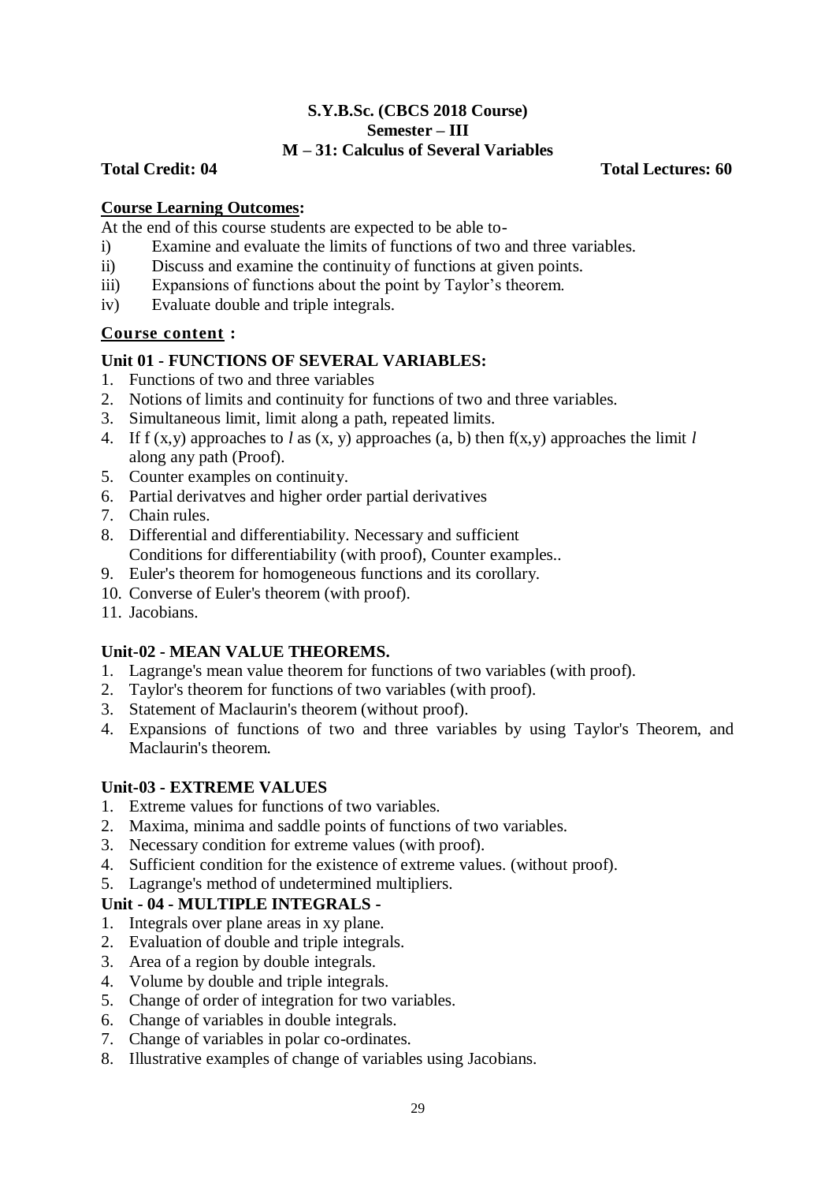**S.Y.B.Sc. (CBCS 2018 Course)**
**Semester – III**
**M – 31: Calculus of Several Variables**

**Total Credit: 04** **Total Lectures: 60**

**Course Learning Outcomes:**

At the end of this course students are expected to be able to-

i) Examine and evaluate the limits of functions of two and three variables.
ii) Discuss and examine the continuity of functions at given points.
iii) Expansions of functions about the point by Taylor's theorem.
iv) Evaluate double and triple integrals.

**Course content :**

**Unit 01 - FUNCTIONS OF SEVERAL VARIABLES:**

1. Functions of two and three variables
2. Notions of limits and continuity for functions of two and three variables.
3. Simultaneous limit, limit along a path, repeated limits.
4. If $f(x,y)$ approaches to $l$ as $(x, y)$ approaches $(a, b)$ then $f(x,y)$ approaches the limit $l$ along any path (Proof).
5. Counter examples on continuity.
6. Partial derivatves and higher order partial derivatives
7. Chain rules.
8. Differential and differentiability. Necessary and sufficient Conditions for differentiability (with proof), Counter examples..
9. Euler's theorem for homogeneous functions and its corollary.
10. Converse of Euler's theorem (with proof).
11. Jacobians.

**Unit-02 - MEAN VALUE THEOREMS.**

1. Lagrange's mean value theorem for functions of two variables (with proof).
2. Taylor's theorem for functions of two variables (with proof).
3. Statement of Maclaurin's theorem (without proof).
4. Expansions of functions of two and three variables by using Taylor's Theorem, and Maclaurin's theorem.

**Unit-03 - EXTREME VALUES**

1. Extreme values for functions of two variables.
2. Maxima, minima and saddle points of functions of two variables.
3. Necessary condition for extreme values (with proof).
4. Sufficient condition for the existence of extreme values. (without proof).
5. Lagrange's method of undetermined multipliers.

**Unit - 04 - MULTIPLE INTEGRALS -**

1. Integrals over plane areas in xy plane.
2. Evaluation of double and triple integrals.
3. Area of a region by double integrals.
4. Volume by double and triple integrals.
5. Change of order of integration for two variables.
6. Change of variables in double integrals.
7. Change of variables in polar co-ordinates.
8. Illustrative examples of change of variables using Jacobians.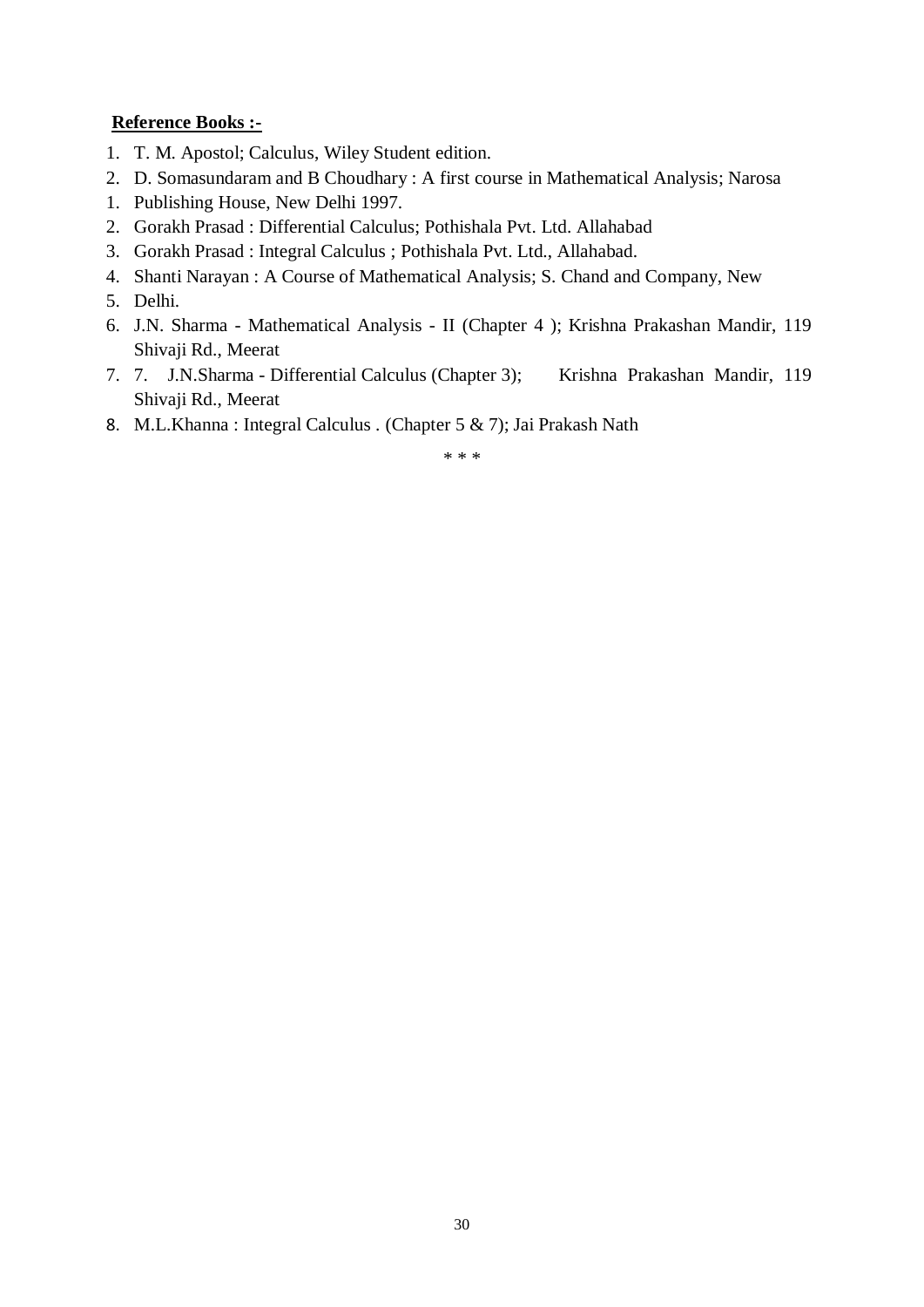**Reference Books :-**

1. T. M. Apostol; Calculus, Wiley Student edition.
2. D. Somasundaram and B Choudhary : A first course in Mathematical Analysis; Narosa
1. Publishing House, New Delhi 1997.
2. Gorakh Prasad : Differential Calculus; Pothishala Pvt. Ltd. Allahabad
3. Gorakh Prasad : Integral Calculus ; Pothishala Pvt. Ltd., Allahabad.
4. Shanti Narayan : A Course of Mathematical Analysis; S. Chand and Company, New
5. Delhi.
6. J.N. Sharma - Mathematical Analysis - II (Chapter 4 ); Krishna Prakashan Mandir, 119 Shivaji Rd., Meerat
7. 7. J.N.Sharma - Differential Calculus (Chapter 3); Krishna Prakashan Mandir, 119 Shivaji Rd., Meerat
8. M.L.Khanna : Integral Calculus . (Chapter 5 & 7); Jai Prakash Nath

\* \* \*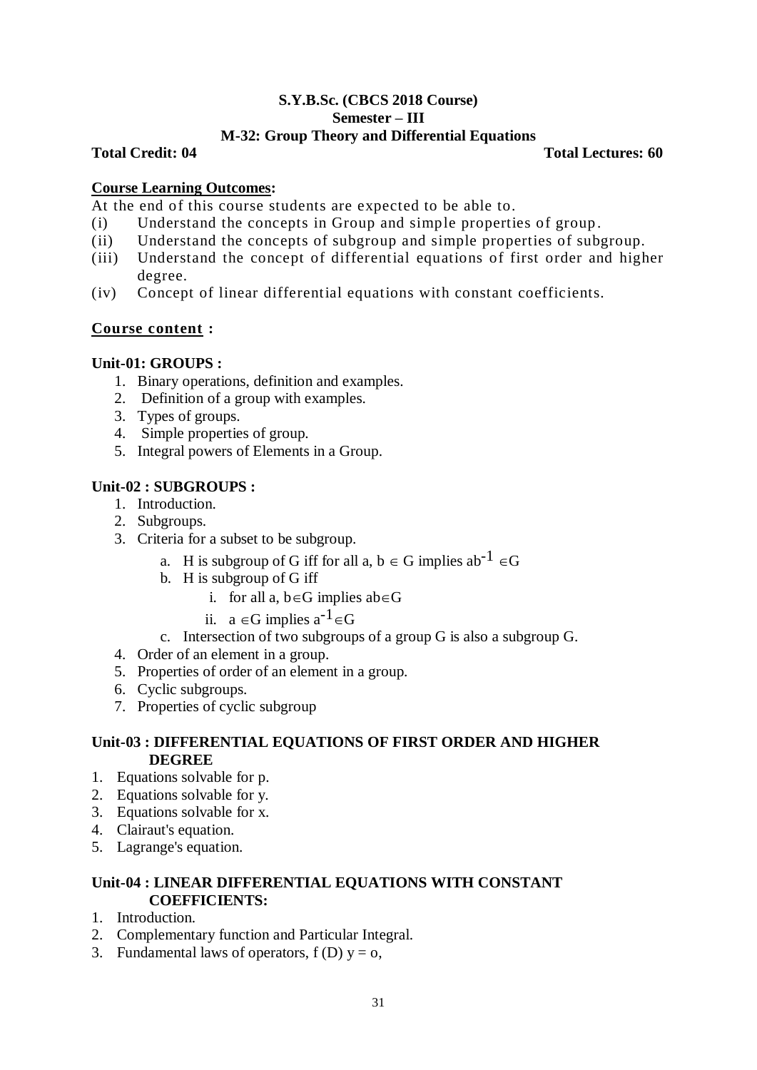**S.Y.B.Sc. (CBCS 2018 Course)**
**Semester – III**
**M-32: Group Theory and Differential Equations**

**Total Credit: 04** **Total Lectures: 60**

**Course Learning Outcomes:**

At the end of this course students are expected to be able to.

(i) Understand the concepts in Group and simple properties of group.
(ii) Understand the concepts of subgroup and simple properties of subgroup.
(iii) Understand the concept of differential equations of first order and higher degree.
(iv) Concept of linear differential equations with constant coefficients.

**Course content :**

**Unit-01: GROUPS :**

1. Binary operations, definition and examples.
2. Definition of a group with examples.
3. Types of groups.
4. Simple properties of group.
5. Integral powers of Elements in a Group.

**Unit-02 : SUBGROUPS :**

1. Introduction.
2. Subgroups.
3. Criteria for a subset to be subgroup.
   a. H is subgroup of G iff for all a, b $\in$ G implies $ab^{-1} \in G$
   b. H is subgroup of G iff
      i. for all a, b$\in$G implies ab$\in$G
      ii. a $\in$G implies $a^{-1} \in G$
   c. Intersection of two subgroups of a group G is also a subgroup G.
4. Order of an element in a group.
5. Properties of order of an element in a group.
6. Cyclic subgroups.
7. Properties of cyclic subgroup

**Unit-03 : DIFFERENTIAL EQUATIONS OF FIRST ORDER AND HIGHER DEGREE**

1. Equations solvable for p.
2. Equations solvable for y.
3. Equations solvable for x.
4. Clairaut's equation.
5. Lagrange's equation.

**Unit-04 : LINEAR DIFFERENTIAL EQUATIONS WITH CONSTANT COEFFICIENTS:**

1. Introduction.
2. Complementary function and Particular Integral.
3. Fundamental laws of operators, f (D) y = o,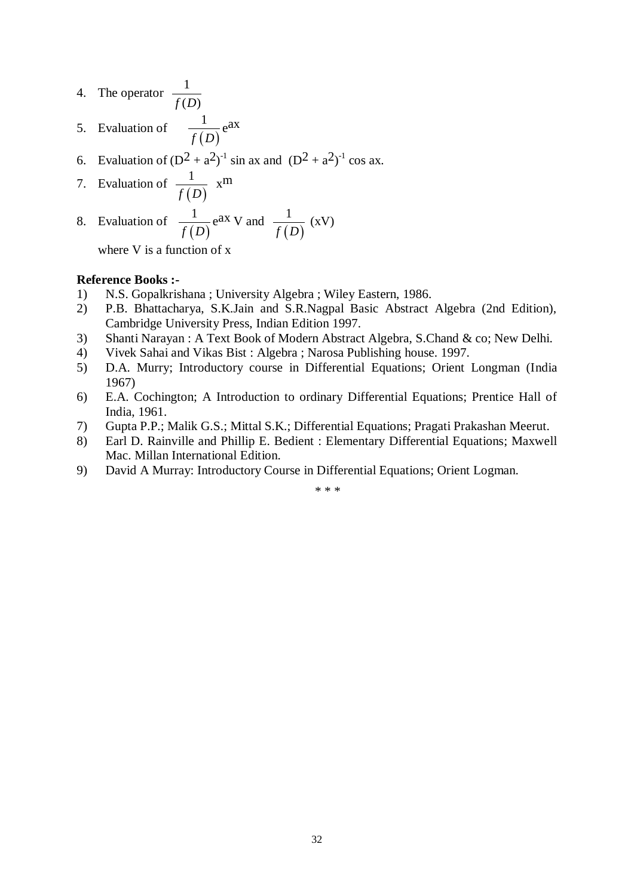4. The operator $\frac{1}{f(D)}$
5. Evaluation of $\frac{1}{f(D)} e^{ax}$
6. Evaluation of $(D^2 + a^2)^{-1}$ sin ax and $(D^2 + a^2)^{-1}$ cos ax.
7. Evaluation of $\frac{1}{f(D)}$ $x^m$
8. Evaluation of $\frac{1}{f(D)} e^{ax}$ V and $\frac{1}{f(D)}$ (xV)

   where V is a function of x

**Reference Books :-**

1) N.S. Gopalkrishana ; University Algebra ; Wiley Eastern, 1986.
2) P.B. Bhattacharya, S.K.Jain and S.R.Nagpal Basic Abstract Algebra (2nd Edition), Cambridge University Press, Indian Edition 1997.
3) Shanti Narayan : A Text Book of Modern Abstract Algebra, S.Chand & co; New Delhi.
4) Vivek Sahai and Vikas Bist : Algebra ; Narosa Publishing house. 1997.
5) D.A. Murry; Introductory course in Differential Equations; Orient Longman (India 1967)
6) E.A. Cochington; A Introduction to ordinary Differential Equations; Prentice Hall of India, 1961.
7) Gupta P.P.; Malik G.S.; Mittal S.K.; Differential Equations; Pragati Prakashan Meerut.
8) Earl D. Rainville and Phillip E. Bedient : Elementary Differential Equations; Maxwell Mac. Millan International Edition.
9) David A Murray: Introductory Course in Differential Equations; Orient Logman.

\* \* \*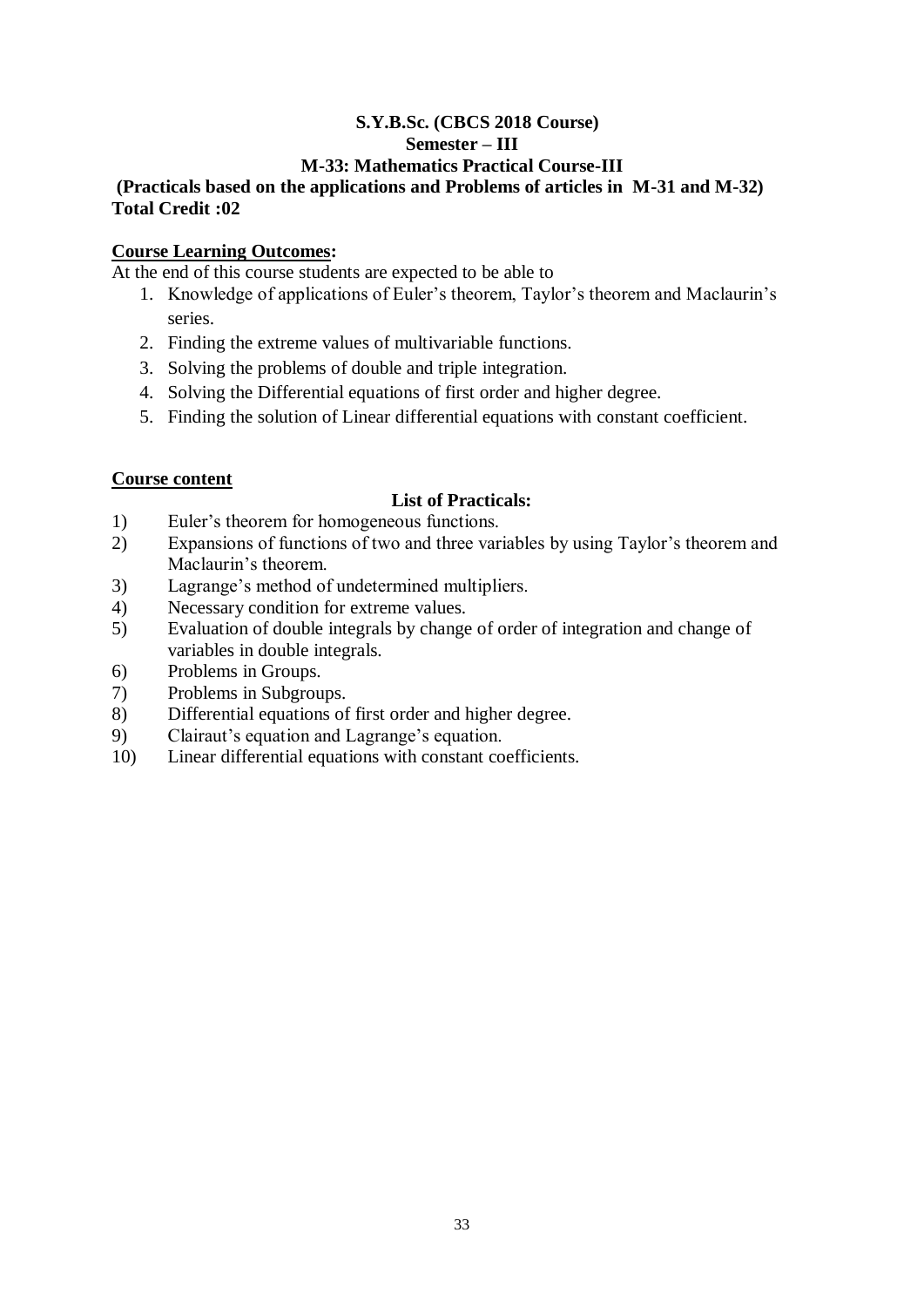**S.Y.B.Sc. (CBCS 2018 Course)**
**Semester – III**
**M-33: Mathematics Practical Course-III**

**(Practicals based on the applications and Problems of articles in M-31 and M-32)**
**Total Credit :02**

**Course Learning Outcomes:**

At the end of this course students are expected to be able to

1. Knowledge of applications of Euler's theorem, Taylor's theorem and Maclaurin's series.
2. Finding the extreme values of multivariable functions.
3. Solving the problems of double and triple integration.
4. Solving the Differential equations of first order and higher degree.
5. Finding the solution of Linear differential equations with constant coefficient.

**Course content**

**List of Practicals:**

1) Euler's theorem for homogeneous functions.
2) Expansions of functions of two and three variables by using Taylor's theorem and Maclaurin's theorem.
3) Lagrange's method of undetermined multipliers.
4) Necessary condition for extreme values.
5) Evaluation of double integrals by change of order of integration and change of variables in double integrals.
6) Problems in Groups.
7) Problems in Subgroups.
8) Differential equations of first order and higher degree.
9) Clairaut's equation and Lagrange's equation.
10) Linear differential equations with constant coefficients.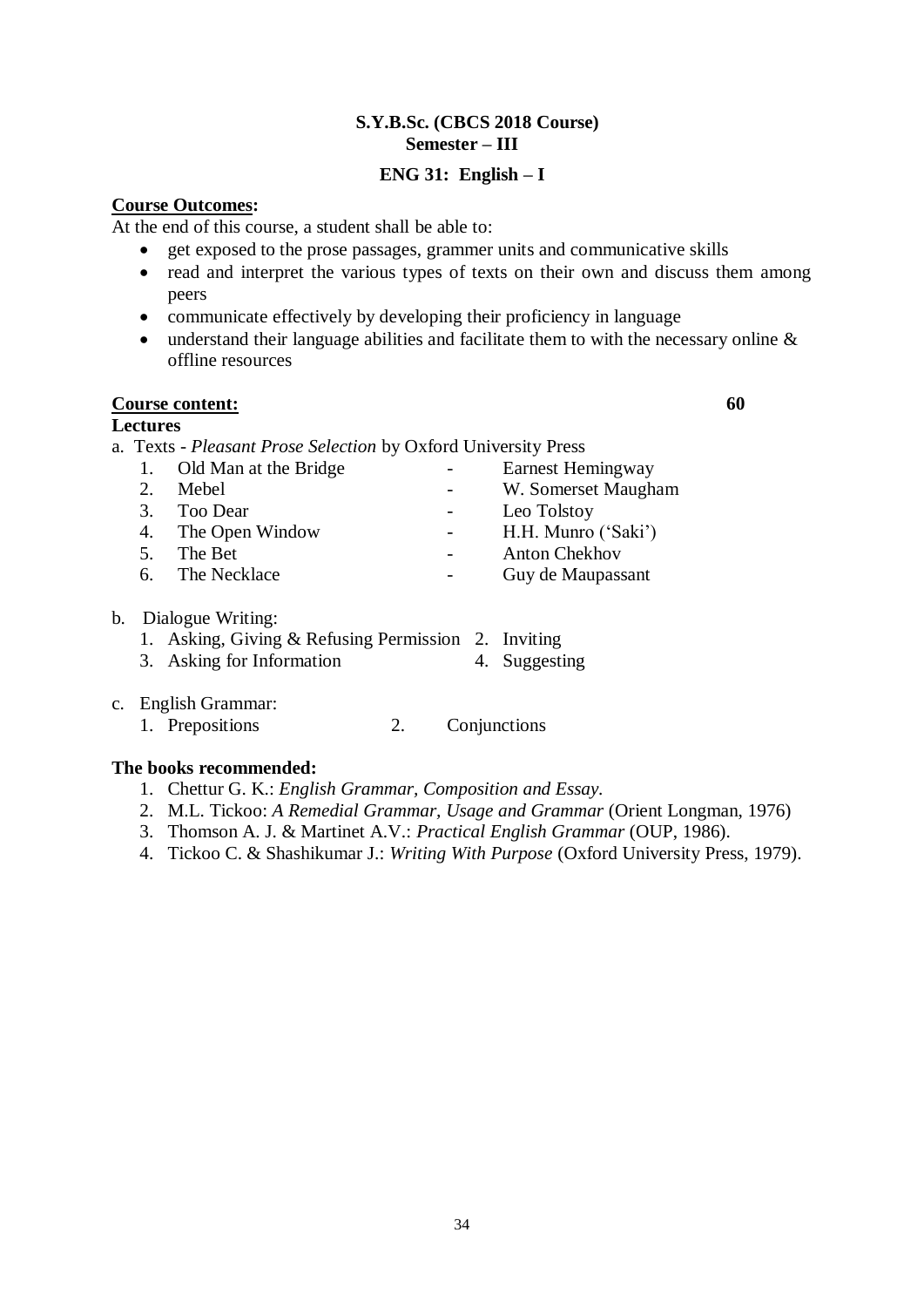**S.Y.B.Sc. (CBCS 2018 Course)**
**Semester – III**

**ENG 31: English – I**

**<u>Course Outcomes</u>:**

At the end of this course, a student shall be able to:

- get exposed to the prose passages, grammer units and communicative skills
- read and interpret the various types of texts on their own and discuss them among peers
- communicate effectively by developing their proficiency in language
- understand their language abilities and facilitate them to with the necessary online & offline resources

**<u>Course content:</u>** **60 Lectures**

a. Texts - *Pleasant Prose Selection* by Oxford University Press

1. Old Man at the Bridge - Earnest Hemingway
2. Mebel - W. Somerset Maugham
3. Too Dear - Leo Tolstoy
4. The Open Window - H.H. Munro ('Saki')
5. The Bet - Anton Chekhov
6. The Necklace - Guy de Maupassant

b. Dialogue Writing:

1. Asking, Giving & Refusing Permission
2. Inviting
3. Asking for Information
4. Suggesting

c. English Grammar:

1. Prepositions
2. Conjunctions

**The books recommended:**

1. Chettur G. K.: *English Grammar, Composition and Essay*.
2. M.L. Tickoo: *A Remedial Grammar, Usage and Grammar* (Orient Longman, 1976)
3. Thomson A. J. & Martinet A.V.: *Practical English Grammar* (OUP, 1986).
4. Tickoo C. & Shashikumar J.: *Writing With Purpose* (Oxford University Press, 1979).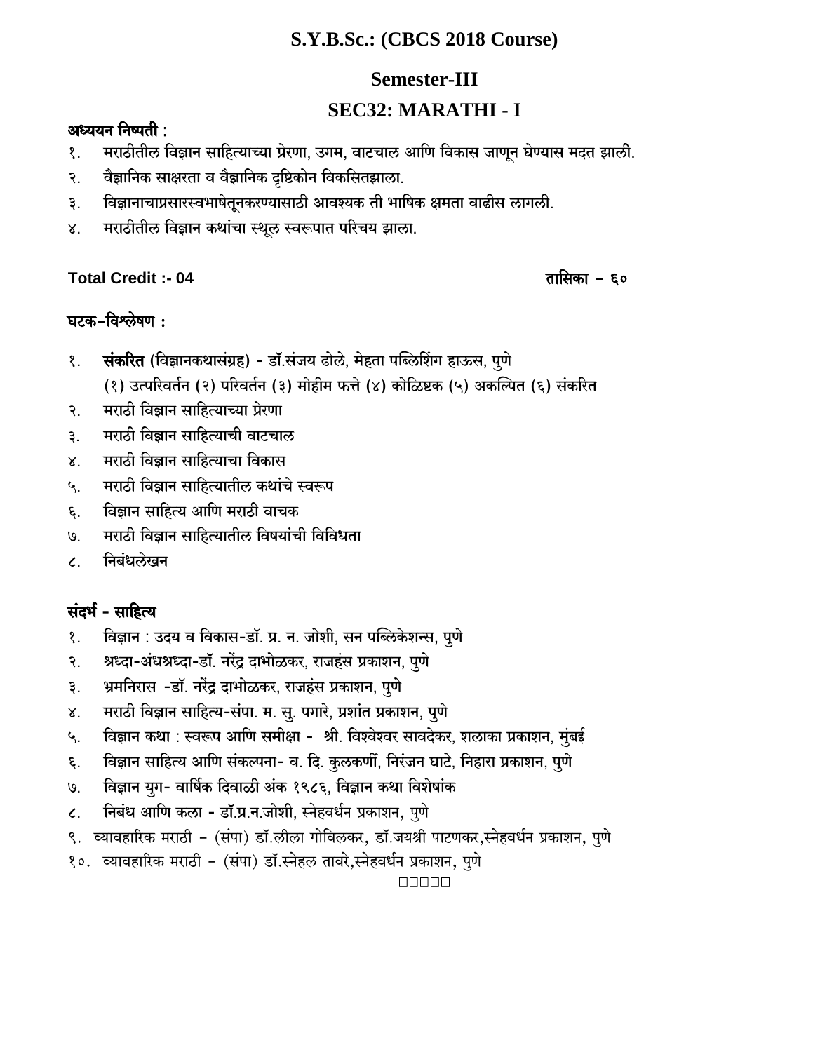# S.Y.B.Sc.: (CBCS 2018 Course)

## Semester-III

## SEC32: MARATHI - I

**अध्ययन निष्पती :**

१. मराठीतील विज्ञान साहित्याच्या प्रेरणा, उगम, वाटचाल आणि विकास जाणून घेण्यास मदत झाली.
२. वैज्ञानिक साक्षरता व वैज्ञानिक दृष्टिकोन विकसितझाला.
३. विज्ञानाचाप्रसारस्वभाषेतूनकरण्यासाठी आवश्यक ती भाषिक क्षमता वाढीस लागली.
४. मराठीतील विज्ञान कथांचा स्थूल स्वरूपात परिचय झाला.

**Total Credit :- 04** **तासिका – ६०**

**घटक–विश्लेषण :**

१. **संकरित** (विज्ञानकथासंग्रह) - डॉ.संजय ढोले, मेहता पब्लिशिंग हाऊस, पुणे
   (१) उत्परिवर्तन (२) परिवर्तन (३) मोहीम फत्ते (४) कोळिष्टक (५) अकल्पित (६) संकरित
२. मराठी विज्ञान साहित्याच्या प्रेरणा
३. मराठी विज्ञान साहित्याची वाटचाल
४. मराठी विज्ञान साहित्याचा विकास
५. मराठी विज्ञान साहित्यातील कथांचे स्वरूप
६. विज्ञान साहित्य आणि मराठी वाचक
७. मराठी विज्ञान साहित्यातील विषयांची विविधता
८. निबंधलेखन

**संदर्भ - साहित्य**

१. विज्ञान : उदय व विकास-डॉ. प्र. न. जोशी, सन पब्लिकेशन्स, पुणे
२. श्रध्दा-अंधश्रध्दा-डॉ. नरेंद्र दाभोळकर, राजहंस प्रकाशन, पुणे
३. भ्रमनिरास -डॉ. नरेंद्र दाभोळकर, राजहंस प्रकाशन, पुणे
४. मराठी विज्ञान साहित्य-संपा. म. सु. पगारे, प्रशांत प्रकाशन, पुणे
५. विज्ञान कथा : स्वरूप आणि समीक्षा - श्री. विश्वेश्वर सावदेकर, शलाका प्रकाशन, मुंबई
६. विज्ञान साहित्य आणि संकल्पना- व. दि. कुलकर्णी, निरंजन घाटे, निहारा प्रकाशन, पुणे
७. विज्ञान युग- वार्षिक दिवाळी अंक १९८६, विज्ञान कथा विशेषांक
८. निबंध आणि कला - डॉ.प्र.न.जोशी, स्नेहवर्धन प्रकाशन, पुणे
९. व्यावहारिक मराठी – (संपा) डॉ.लीला गोविलकर, डॉ.जयश्री पाटणकर,स्नेहवर्धन प्रकाशन, पुणे
१०. व्यावहारिक मराठी – (संपा) डॉ.स्नेहल तावरे,स्नेहवर्धन प्रकाशन, पुणे

□□□□□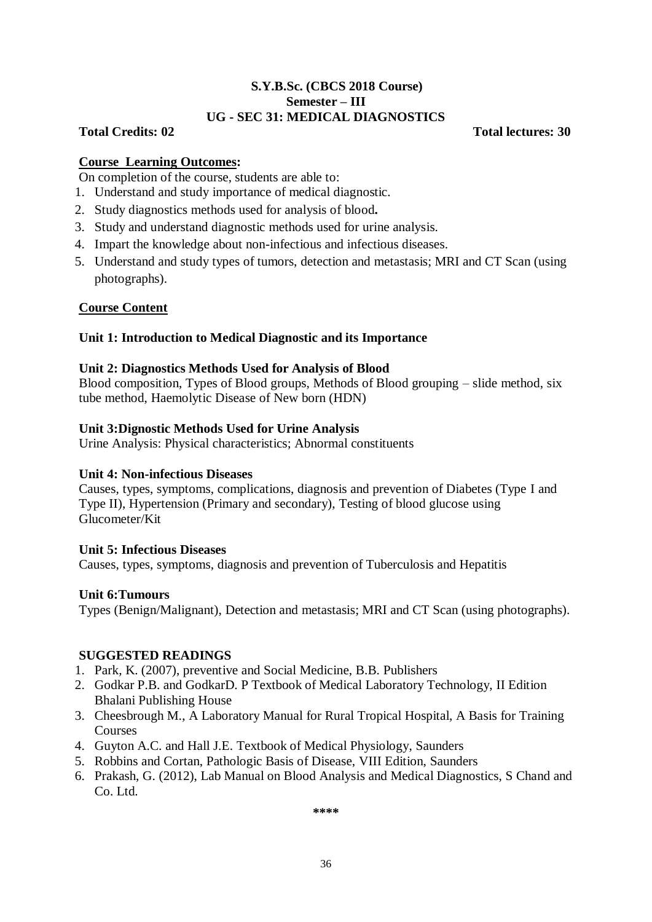**S.Y.B.Sc. (CBCS 2018 Course)**
**Semester – III**
**UG - SEC 31: MEDICAL DIAGNOSTICS**

**Total Credits: 02** **Total lectures: 30**

**Course Learning Outcomes:**

On completion of the course, students are able to:

1. Understand and study importance of medical diagnostic.
2. Study diagnostics methods used for analysis of blood**.**
3. Study and understand diagnostic methods used for urine analysis.
4. Impart the knowledge about non-infectious and infectious diseases.
5. Understand and study types of tumors, detection and metastasis; MRI and CT Scan (using photographs).

**Course Content**

**Unit 1: Introduction to Medical Diagnostic and its Importance**

**Unit 2: Diagnostics Methods Used for Analysis of Blood**

Blood composition, Types of Blood groups, Methods of Blood grouping – slide method, six tube method, Haemolytic Disease of New born (HDN)

**Unit 3:Dignostic Methods Used for Urine Analysis**

Urine Analysis: Physical characteristics; Abnormal constituents

**Unit 4: Non-infectious Diseases**

Causes, types, symptoms, complications, diagnosis and prevention of Diabetes (Type I and Type II), Hypertension (Primary and secondary), Testing of blood glucose using Glucometer/Kit

**Unit 5: Infectious Diseases**

Causes, types, symptoms, diagnosis and prevention of Tuberculosis and Hepatitis

**Unit 6:Tumours**

Types (Benign/Malignant), Detection and metastasis; MRI and CT Scan (using photographs).

**SUGGESTED READINGS**

1. Park, K. (2007), preventive and Social Medicine, B.B. Publishers
2. Godkar P.B. and GodkarD. P Textbook of Medical Laboratory Technology, II Edition Bhalani Publishing House
3. Cheesbrough M., A Laboratory Manual for Rural Tropical Hospital, A Basis for Training Courses
4. Guyton A.C. and Hall J.E. Textbook of Medical Physiology, Saunders
5. Robbins and Cortan, Pathologic Basis of Disease, VIII Edition, Saunders
6. Prakash, G. (2012), Lab Manual on Blood Analysis and Medical Diagnostics, S Chand and Co. Ltd.

****